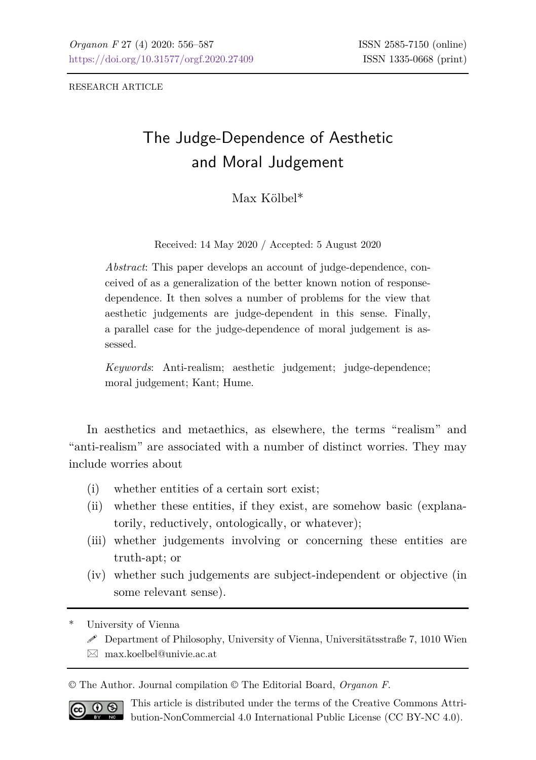RESEARCH ARTICLE

# The Judge-Dependence of Aesthetic and Moral Judgement

Max Kölbel*

Received: 14 May 2020 / Accepted: 5 August 2020

*Abstract*: This paper develops an account of judge-dependence, conceived of as a generalization of the better known notion of response-dependence. It then solves a number of problems for the view that aesthetic judgements are judge-dependent in this sense. Finally, a parallel case for the judge-dependence of moral judgement is assessed.

*Keywords*: Anti-realism; aesthetic judgement; judge-dependence; moral judgement; Kant; Hume.

In aesthetics and metaethics, as elsewhere, the terms "realism" and "anti-realism" are associated with a number of distinct worries. They may include worries about

(i) whether entities of a certain sort exist;
(ii) whether these entities, if they exist, are somehow basic (explanatorily, reductively, ontologically, or whatever);
(iii) whether judgements involving or concerning these entities are truth-apt; or
(iv) whether such judgements are subject-independent or objective (in some relevant sense).

---

\* University of Vienna
Department of Philosophy, University of Vienna, Universitätsstraße 7, 1010 Wien
max.koelbel@univie.ac.at

© The Author. Journal compilation © The Editorial Board, *Organon F*.

This article is distributed under the terms of the Creative Commons Attribution-NonCommercial 4.0 International Public License (CC BY-NC 4.0).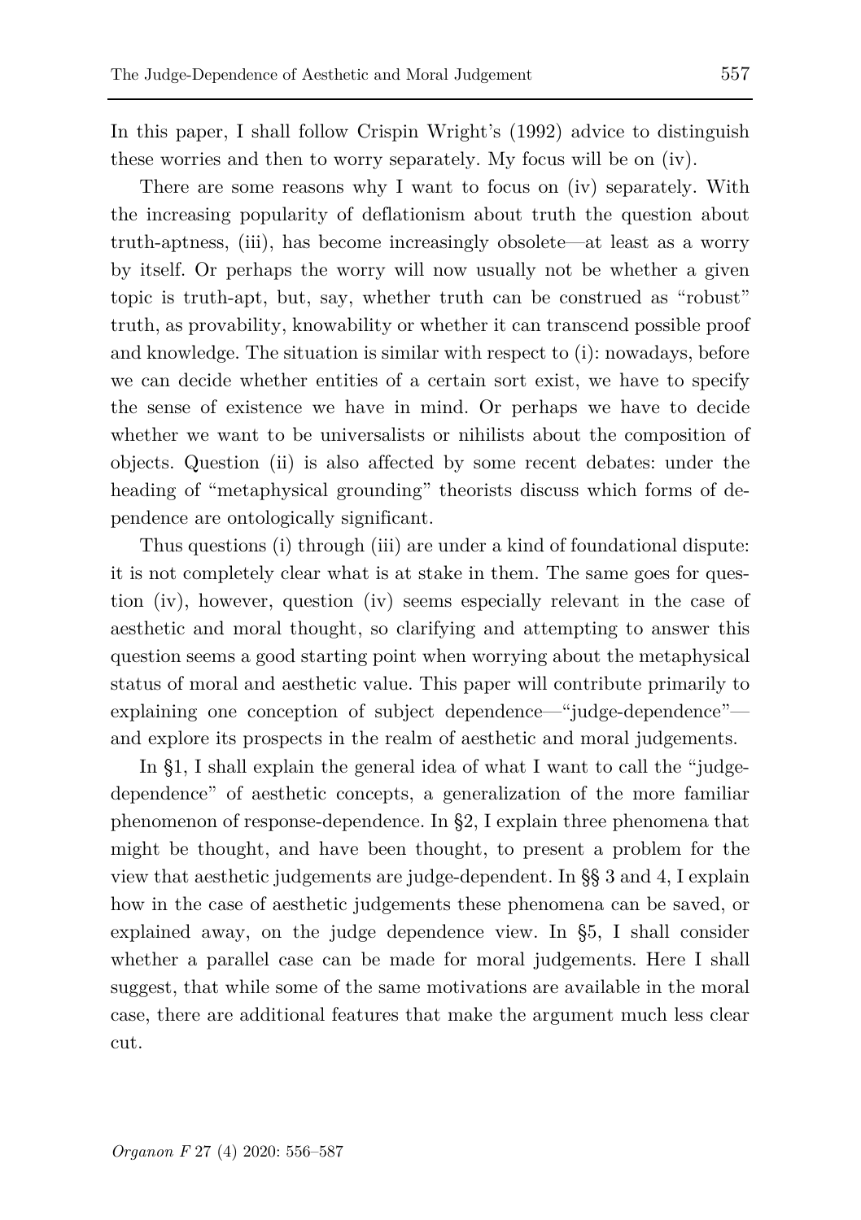In this paper, I shall follow Crispin Wright's (1992) advice to distinguish these worries and then to worry separately. My focus will be on (iv).

There are some reasons why I want to focus on (iv) separately. With the increasing popularity of deflationism about truth the question about truth-aptness, (iii), has become increasingly obsolete—at least as a worry by itself. Or perhaps the worry will now usually not be whether a given topic is truth-apt, but, say, whether truth can be construed as "robust" truth, as provability, knowability or whether it can transcend possible proof and knowledge. The situation is similar with respect to (i): nowadays, before we can decide whether entities of a certain sort exist, we have to specify the sense of existence we have in mind. Or perhaps we have to decide whether we want to be universalists or nihilists about the composition of objects. Question (ii) is also affected by some recent debates: under the heading of "metaphysical grounding" theorists discuss which forms of dependence are ontologically significant.

Thus questions (i) through (iii) are under a kind of foundational dispute: it is not completely clear what is at stake in them. The same goes for question (iv), however, question (iv) seems especially relevant in the case of aesthetic and moral thought, so clarifying and attempting to answer this question seems a good starting point when worrying about the metaphysical status of moral and aesthetic value. This paper will contribute primarily to explaining one conception of subject dependence—"judge-dependence"—and explore its prospects in the realm of aesthetic and moral judgements.

In §1, I shall explain the general idea of what I want to call the "judge-dependence" of aesthetic concepts, a generalization of the more familiar phenomenon of response-dependence. In §2, I explain three phenomena that might be thought, and have been thought, to present a problem for the view that aesthetic judgements are judge-dependent. In §§ 3 and 4, I explain how in the case of aesthetic judgements these phenomena can be saved, or explained away, on the judge dependence view. In §5, I shall consider whether a parallel case can be made for moral judgements. Here I shall suggest, that while some of the same motivations are available in the moral case, there are additional features that make the argument much less clear cut.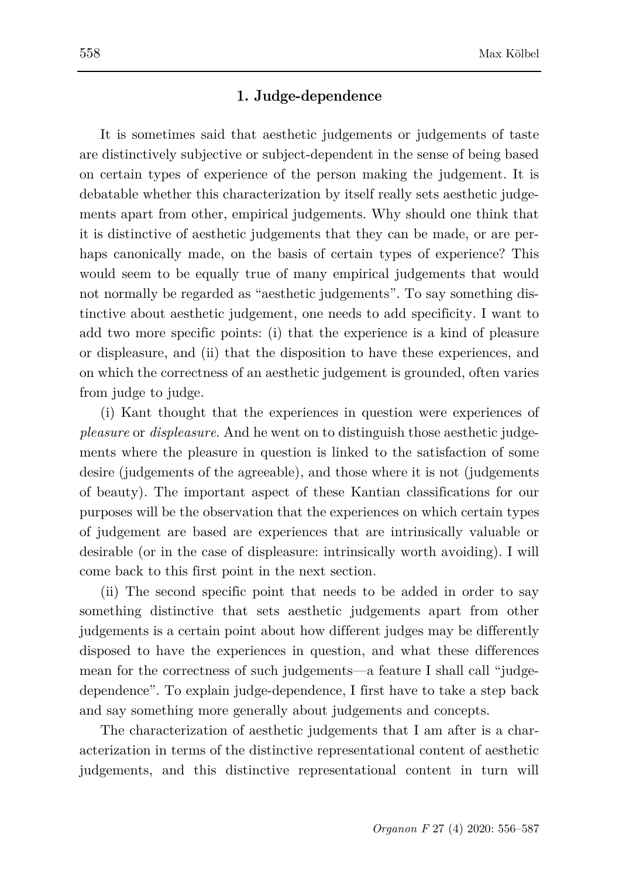## 1. Judge-dependence

It is sometimes said that aesthetic judgements or judgements of taste are distinctively subjective or subject-dependent in the sense of being based on certain types of experience of the person making the judgement. It is debatable whether this characterization by itself really sets aesthetic judgements apart from other, empirical judgements. Why should one think that it is distinctive of aesthetic judgements that they can be made, or are perhaps canonically made, on the basis of certain types of experience? This would seem to be equally true of many empirical judgements that would not normally be regarded as "aesthetic judgements". To say something distinctive about aesthetic judgement, one needs to add specificity. I want to add two more specific points: (i) that the experience is a kind of pleasure or displeasure, and (ii) that the disposition to have these experiences, and on which the correctness of an aesthetic judgement is grounded, often varies from judge to judge.

(i) Kant thought that the experiences in question were experiences of *pleasure* or *displeasure*. And he went on to distinguish those aesthetic judgements where the pleasure in question is linked to the satisfaction of some desire (judgements of the agreeable), and those where it is not (judgements of beauty). The important aspect of these Kantian classifications for our purposes will be the observation that the experiences on which certain types of judgement are based are experiences that are intrinsically valuable or desirable (or in the case of displeasure: intrinsically worth avoiding). I will come back to this first point in the next section.

(ii) The second specific point that needs to be added in order to say something distinctive that sets aesthetic judgements apart from other judgements is a certain point about how different judges may be differently disposed to have the experiences in question, and what these differences mean for the correctness of such judgements—a feature I shall call "judge-dependence". To explain judge-dependence, I first have to take a step back and say something more generally about judgements and concepts.

The characterization of aesthetic judgements that I am after is a characterization in terms of the distinctive representational content of aesthetic judgements, and this distinctive representational content in turn will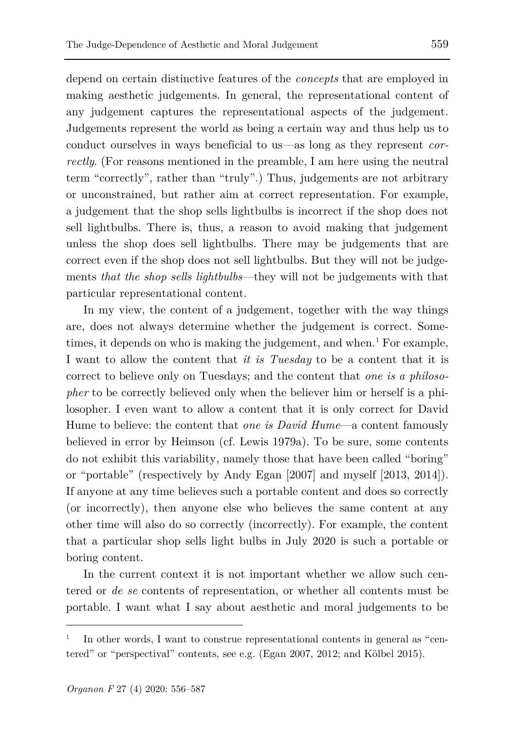depend on certain distinctive features of the *concepts* that are employed in making aesthetic judgements. In general, the representational content of any judgement captures the representational aspects of the judgement. Judgements represent the world as being a certain way and thus help us to conduct ourselves in ways beneficial to us—as long as they represent *correctly*. (For reasons mentioned in the preamble, I am here using the neutral term "correctly", rather than "truly".) Thus, judgements are not arbitrary or unconstrained, but rather aim at correct representation. For example, a judgement that the shop sells lightbulbs is incorrect if the shop does not sell lightbulbs. There is, thus, a reason to avoid making that judgement unless the shop does sell lightbulbs. There may be judgements that are correct even if the shop does not sell lightbulbs. But they will not be judgements *that the shop sells lightbulbs*—they will not be judgements with that particular representational content.

In my view, the content of a judgement, together with the way things are, does not always determine whether the judgement is correct. Sometimes, it depends on who is making the judgement, and when.[1] For example, I want to allow the content that *it is Tuesday* to be a content that it is correct to believe only on Tuesdays; and the content that *one is a philosopher* to be correctly believed only when the believer him or herself is a philosopher. I even want to allow a content that it is only correct for David Hume to believe: the content that *one is David Hume*—a content famously believed in error by Heimson (cf. Lewis 1979a). To be sure, some contents do not exhibit this variability, namely those that have been called "boring" or "portable" (respectively by Andy Egan [2007] and myself [2013, 2014]). If anyone at any time believes such a portable content and does so correctly (or incorrectly), then anyone else who believes the same content at any other time will also do so correctly (incorrectly). For example, the content that a particular shop sells light bulbs in July 2020 is such a portable or boring content.

In the current context it is not important whether we allow such centered or *de se* contents of representation, or whether all contents must be portable. I want what I say about aesthetic and moral judgements to be

---

[1] In other words, I want to construe representational contents in general as "centered" or "perspectival" contents, see e.g. (Egan 2007, 2012; and Kölbel 2015).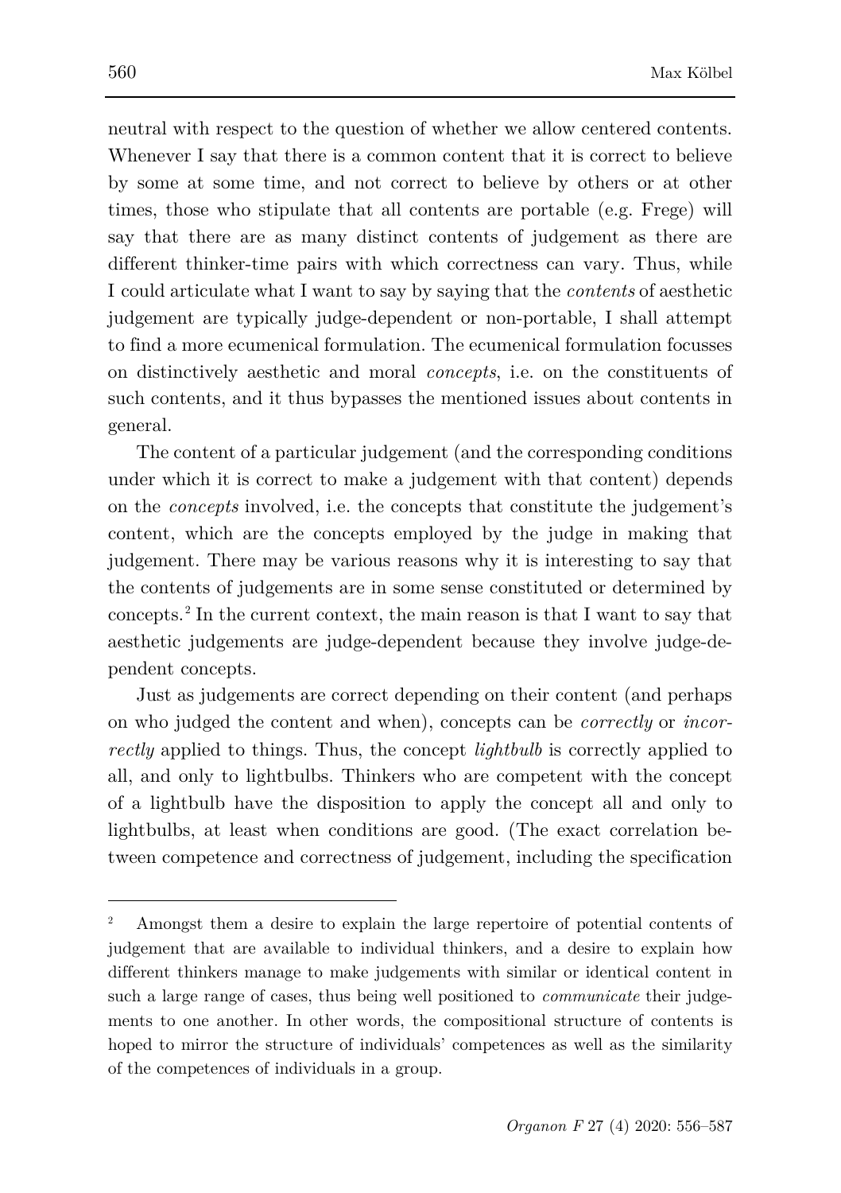neutral with respect to the question of whether we allow centered contents. Whenever I say that there is a common content that it is correct to believe by some at some time, and not correct to believe by others or at other times, those who stipulate that all contents are portable (e.g. Frege) will say that there are as many distinct contents of judgement as there are different thinker-time pairs with which correctness can vary. Thus, while I could articulate what I want to say by saying that the *contents* of aesthetic judgement are typically judge-dependent or non-portable, I shall attempt to find a more ecumenical formulation. The ecumenical formulation focusses on distinctively aesthetic and moral *concepts*, i.e. on the constituents of such contents, and it thus bypasses the mentioned issues about contents in general.

The content of a particular judgement (and the corresponding conditions under which it is correct to make a judgement with that content) depends on the *concepts* involved, i.e. the concepts that constitute the judgement's content, which are the concepts employed by the judge in making that judgement. There may be various reasons why it is interesting to say that the contents of judgements are in some sense constituted or determined by concepts.[2] In the current context, the main reason is that I want to say that aesthetic judgements are judge-dependent because they involve judge-dependent concepts.

Just as judgements are correct depending on their content (and perhaps on who judged the content and when), concepts can be *correctly* or *incorrectly* applied to things. Thus, the concept *lightbulb* is correctly applied to all, and only to lightbulbs. Thinkers who are competent with the concept of a lightbulb have the disposition to apply the concept all and only to lightbulbs, at least when conditions are good. (The exact correlation between competence and correctness of judgement, including the specification

[2] Amongst them a desire to explain the large repertoire of potential contents of judgement that are available to individual thinkers, and a desire to explain how different thinkers manage to make judgements with similar or identical content in such a large range of cases, thus being well positioned to *communicate* their judgements to one another. In other words, the compositional structure of contents is hoped to mirror the structure of individuals' competences as well as the similarity of the competences of individuals in a group.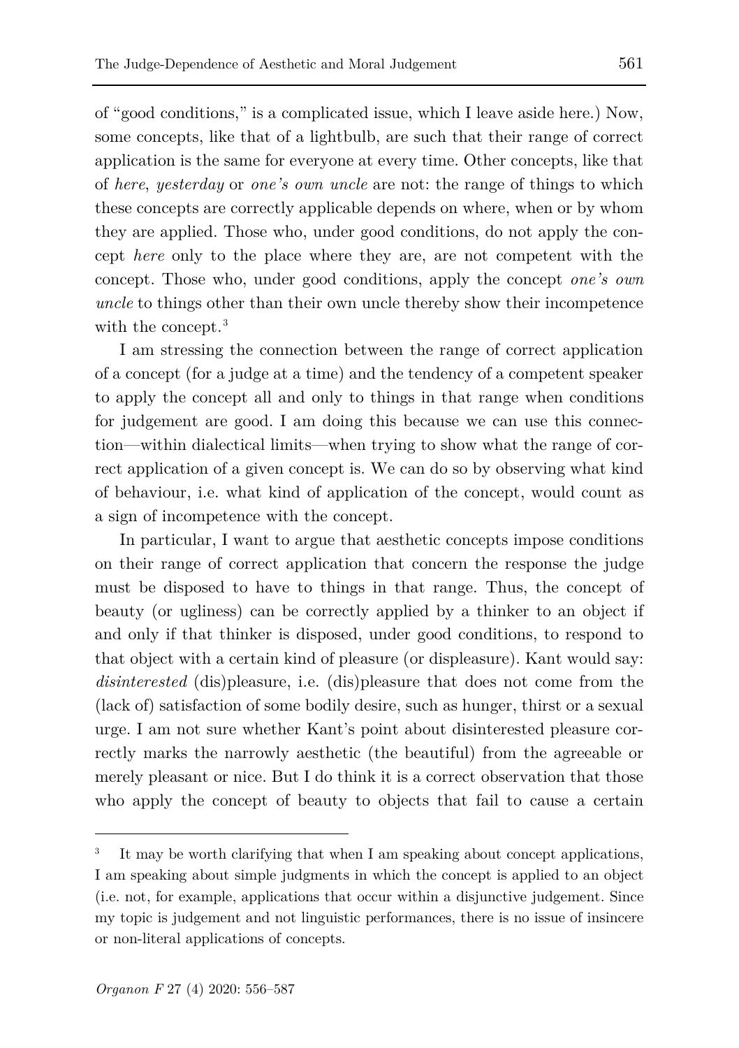of "good conditions," is a complicated issue, which I leave aside here.) Now, some concepts, like that of a lightbulb, are such that their range of correct application is the same for everyone at every time. Other concepts, like that of *here*, *yesterday* or *one's own uncle* are not: the range of things to which these concepts are correctly applicable depends on where, when or by whom they are applied. Those who, under good conditions, do not apply the concept *here* only to the place where they are, are not competent with the concept. Those who, under good conditions, apply the concept *one's own uncle* to things other than their own uncle thereby show their incompetence with the concept.[3]

I am stressing the connection between the range of correct application of a concept (for a judge at a time) and the tendency of a competent speaker to apply the concept all and only to things in that range when conditions for judgement are good. I am doing this because we can use this connection—within dialectical limits—when trying to show what the range of correct application of a given concept is. We can do so by observing what kind of behaviour, i.e. what kind of application of the concept, would count as a sign of incompetence with the concept.

In particular, I want to argue that aesthetic concepts impose conditions on their range of correct application that concern the response the judge must be disposed to have to things in that range. Thus, the concept of beauty (or ugliness) can be correctly applied by a thinker to an object if and only if that thinker is disposed, under good conditions, to respond to that object with a certain kind of pleasure (or displeasure). Kant would say: *disinterested* (dis)pleasure, i.e. (dis)pleasure that does not come from the (lack of) satisfaction of some bodily desire, such as hunger, thirst or a sexual urge. I am not sure whether Kant's point about disinterested pleasure correctly marks the narrowly aesthetic (the beautiful) from the agreeable or merely pleasant or nice. But I do think it is a correct observation that those who apply the concept of beauty to objects that fail to cause a certain

---

[3] It may be worth clarifying that when I am speaking about concept applications, I am speaking about simple judgments in which the concept is applied to an object (i.e. not, for example, applications that occur within a disjunctive judgement. Since my topic is judgement and not linguistic performances, there is no issue of insincere or non-literal applications of concepts.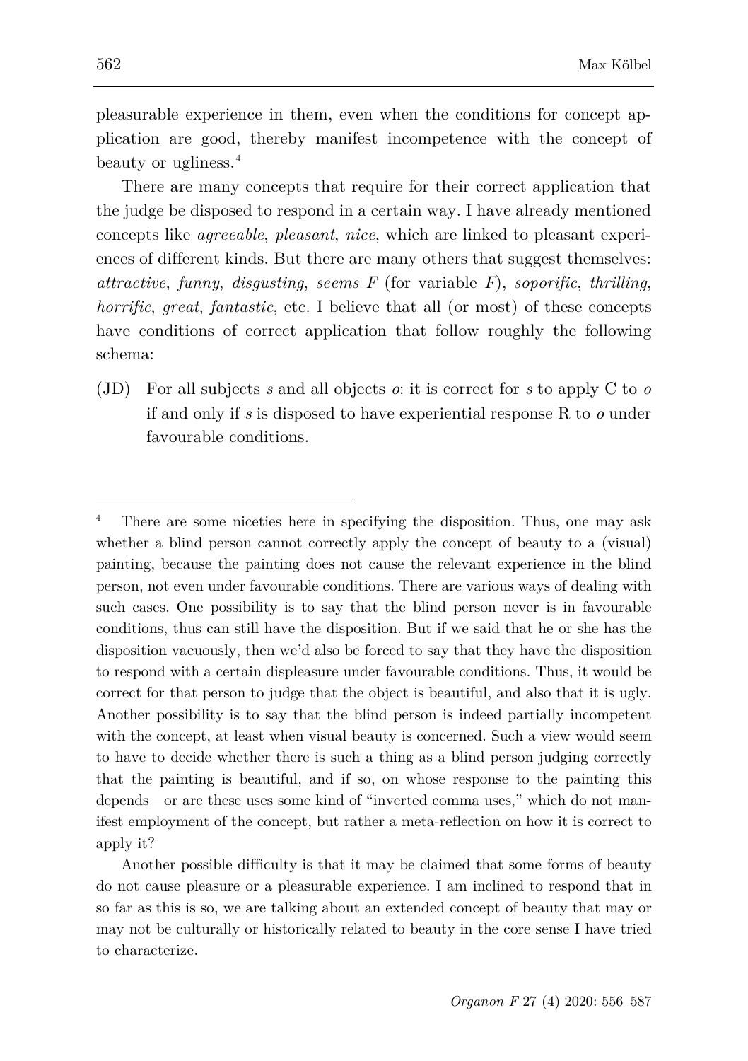pleasurable experience in them, even when the conditions for concept application are good, thereby manifest incompetence with the concept of beauty or ugliness.[4]

There are many concepts that require for their correct application that the judge be disposed to respond in a certain way. I have already mentioned concepts like *agreeable*, *pleasant*, *nice*, which are linked to pleasant experiences of different kinds. But there are many others that suggest themselves: *attractive*, *funny*, *disgusting*, *seems F* (for variable *F*), *soporific*, *thrilling*, *horrific*, *great*, *fantastic*, etc. I believe that all (or most) of these concepts have conditions of correct application that follow roughly the following schema:

(JD) For all subjects *s* and all objects *o*: it is correct for *s* to apply C to *o* if and only if *s* is disposed to have experiential response R to *o* under favourable conditions.

---

[4] There are some niceties here in specifying the disposition. Thus, one may ask whether a blind person cannot correctly apply the concept of beauty to a (visual) painting, because the painting does not cause the relevant experience in the blind person, not even under favourable conditions. There are various ways of dealing with such cases. One possibility is to say that the blind person never is in favourable conditions, thus can still have the disposition. But if we said that he or she has the disposition vacuously, then we'd also be forced to say that they have the disposition to respond with a certain displeasure under favourable conditions. Thus, it would be correct for that person to judge that the object is beautiful, and also that it is ugly. Another possibility is to say that the blind person is indeed partially incompetent with the concept, at least when visual beauty is concerned. Such a view would seem to have to decide whether there is such a thing as a blind person judging correctly that the painting is beautiful, and if so, on whose response to the painting this depends—or are these uses some kind of "inverted comma uses," which do not manifest employment of the concept, but rather a meta-reflection on how it is correct to apply it?

Another possible difficulty is that it may be claimed that some forms of beauty do not cause pleasure or a pleasurable experience. I am inclined to respond that in so far as this is so, we are talking about an extended concept of beauty that may or may not be culturally or historically related to beauty in the core sense I have tried to characterize.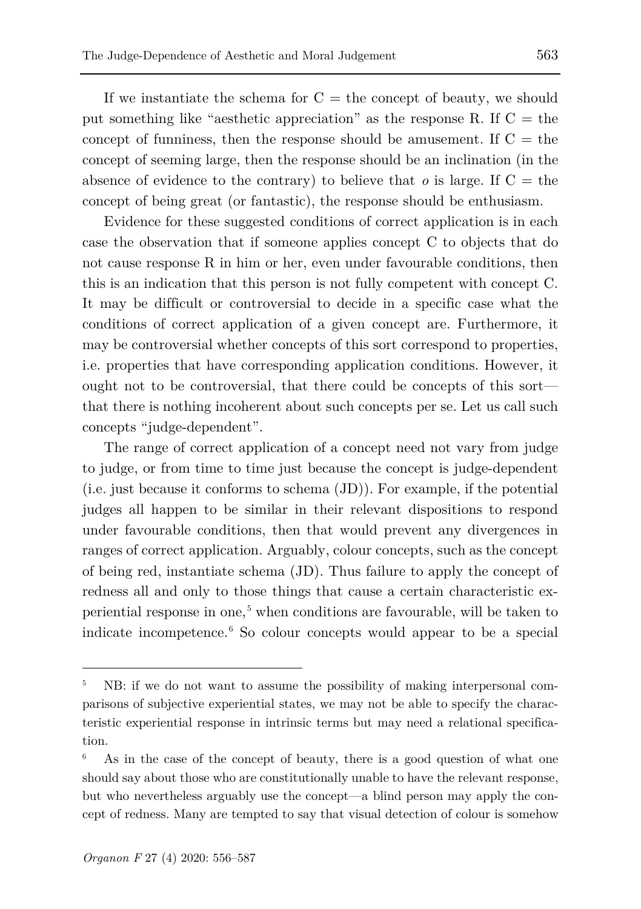If we instantiate the schema for C = the concept of beauty, we should put something like "aesthetic appreciation" as the response R. If C = the concept of funniness, then the response should be amusement. If C = the concept of seeming large, then the response should be an inclination (in the absence of evidence to the contrary) to believe that *o* is large. If C = the concept of being great (or fantastic), the response should be enthusiasm.

Evidence for these suggested conditions of correct application is in each case the observation that if someone applies concept C to objects that do not cause response R in him or her, even under favourable conditions, then this is an indication that this person is not fully competent with concept C. It may be difficult or controversial to decide in a specific case what the conditions of correct application of a given concept are. Furthermore, it may be controversial whether concepts of this sort correspond to properties, i.e. properties that have corresponding application conditions. However, it ought not to be controversial, that there could be concepts of this sort—that there is nothing incoherent about such concepts per se. Let us call such concepts "judge-dependent".

The range of correct application of a concept need not vary from judge to judge, or from time to time just because the concept is judge-dependent (i.e. just because it conforms to schema (JD)). For example, if the potential judges all happen to be similar in their relevant dispositions to respond under favourable conditions, then that would prevent any divergences in ranges of correct application. Arguably, colour concepts, such as the concept of being red, instantiate schema (JD). Thus failure to apply the concept of redness all and only to those things that cause a certain characteristic experiential response in one,[5] when conditions are favourable, will be taken to indicate incompetence.[6] So colour concepts would appear to be a special

---

[5] NB: if we do not want to assume the possibility of making interpersonal comparisons of subjective experiential states, we may not be able to specify the characteristic experiential response in intrinsic terms but may need a relational specification.

[6] As in the case of the concept of beauty, there is a good question of what one should say about those who are constitutionally unable to have the relevant response, but who nevertheless arguably use the concept—a blind person may apply the concept of redness. Many are tempted to say that visual detection of colour is somehow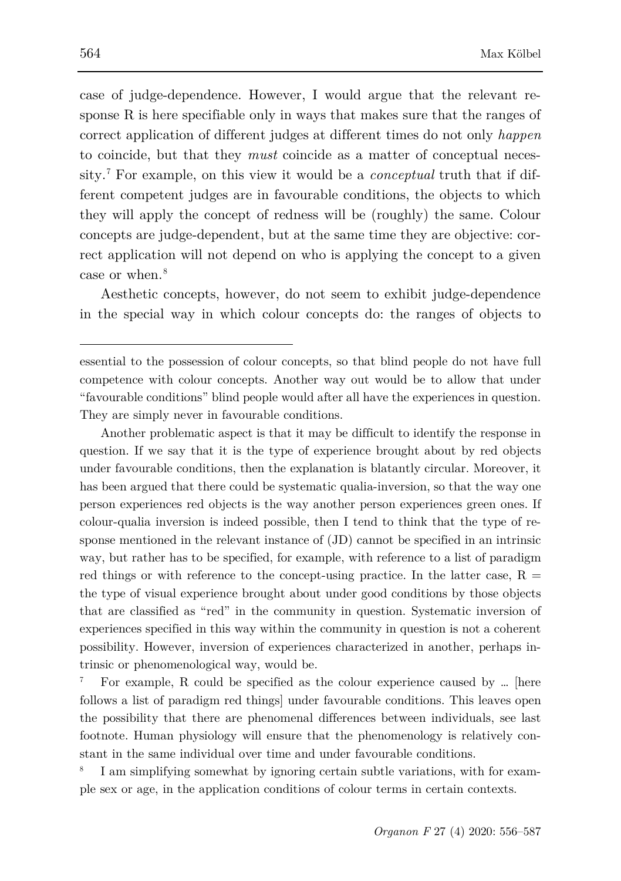case of judge-dependence. However, I would argue that the relevant response R is here specifiable only in ways that makes sure that the ranges of correct application of different judges at different times do not only *happen* to coincide, but that they *must* coincide as a matter of conceptual necessity.[7] For example, on this view it would be a *conceptual* truth that if different competent judges are in favourable conditions, the objects to which they will apply the concept of redness will be (roughly) the same. Colour concepts are judge-dependent, but at the same time they are objective: correct application will not depend on who is applying the concept to a given case or when.[8]

Aesthetic concepts, however, do not seem to exhibit judge-dependence in the special way in which colour concepts do: the ranges of objects to

---

essential to the possession of colour concepts, so that blind people do not have full competence with colour concepts. Another way out would be to allow that under "favourable conditions" blind people would after all have the experiences in question. They are simply never in favourable conditions.

Another problematic aspect is that it may be difficult to identify the response in question. If we say that it is the type of experience brought about by red objects under favourable conditions, then the explanation is blatantly circular. Moreover, it has been argued that there could be systematic qualia-inversion, so that the way one person experiences red objects is the way another person experiences green ones. If colour-qualia inversion is indeed possible, then I tend to think that the type of response mentioned in the relevant instance of (JD) cannot be specified in an intrinsic way, but rather has to be specified, for example, with reference to a list of paradigm red things or with reference to the concept-using practice. In the latter case, R = the type of visual experience brought about under good conditions by those objects that are classified as "red" in the community in question. Systematic inversion of experiences specified in this way within the community in question is not a coherent possibility. However, inversion of experiences characterized in another, perhaps intrinsic or phenomenological way, would be.

[7] For example, R could be specified as the colour experience caused by … [here follows a list of paradigm red things] under favourable conditions. This leaves open the possibility that there are phenomenal differences between individuals, see last footnote. Human physiology will ensure that the phenomenology is relatively constant in the same individual over time and under favourable conditions.

[8] I am simplifying somewhat by ignoring certain subtle variations, with for example sex or age, in the application conditions of colour terms in certain contexts.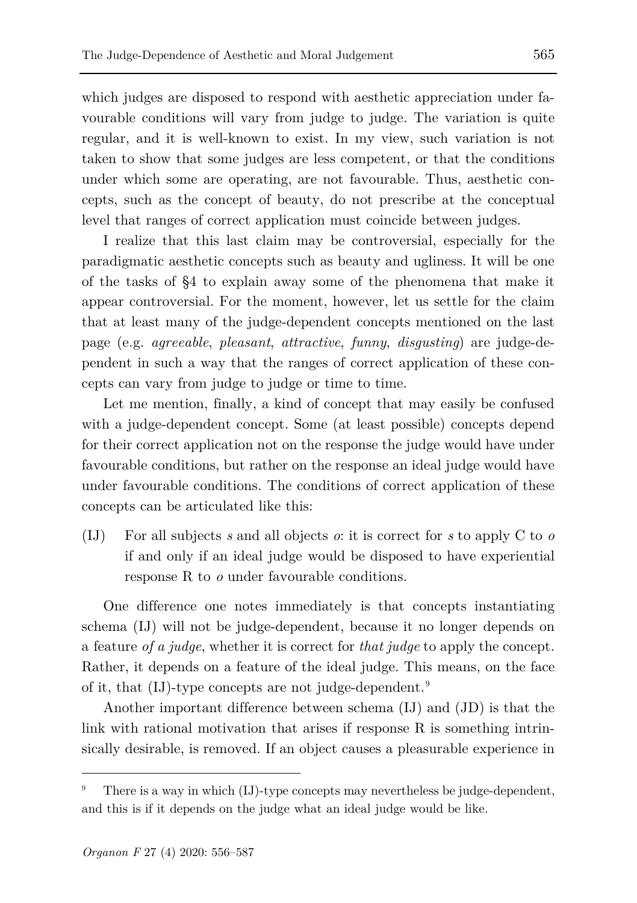which judges are disposed to respond with aesthetic appreciation under favourable conditions will vary from judge to judge. The variation is quite regular, and it is well-known to exist. In my view, such variation is not taken to show that some judges are less competent, or that the conditions under which some are operating, are not favourable. Thus, aesthetic concepts, such as the concept of beauty, do not prescribe at the conceptual level that ranges of correct application must coincide between judges.

I realize that this last claim may be controversial, especially for the paradigmatic aesthetic concepts such as beauty and ugliness. It will be one of the tasks of §4 to explain away some of the phenomena that make it appear controversial. For the moment, however, let us settle for the claim that at least many of the judge-dependent concepts mentioned on the last page (e.g. *agreeable*, *pleasant*, *attractive*, *funny*, *disgusting*) are judge-dependent in such a way that the ranges of correct application of these concepts can vary from judge to judge or time to time.

Let me mention, finally, a kind of concept that may easily be confused with a judge-dependent concept. Some (at least possible) concepts depend for their correct application not on the response the judge would have under favourable conditions, but rather on the response an ideal judge would have under favourable conditions. The conditions of correct application of these concepts can be articulated like this:

(IJ) For all subjects *s* and all objects *o*: it is correct for *s* to apply C to *o* if and only if an ideal judge would be disposed to have experiential response R to *o* under favourable conditions.

One difference one notes immediately is that concepts instantiating schema (IJ) will not be judge-dependent, because it no longer depends on a feature *of a judge*, whether it is correct for *that judge* to apply the concept. Rather, it depends on a feature of the ideal judge. This means, on the face of it, that (IJ)-type concepts are not judge-dependent.[9]

Another important difference between schema (IJ) and (JD) is that the link with rational motivation that arises if response R is something intrinsically desirable, is removed. If an object causes a pleasurable experience in

---

[9] There is a way in which (IJ)-type concepts may nevertheless be judge-dependent, and this is if it depends on the judge what an ideal judge would be like.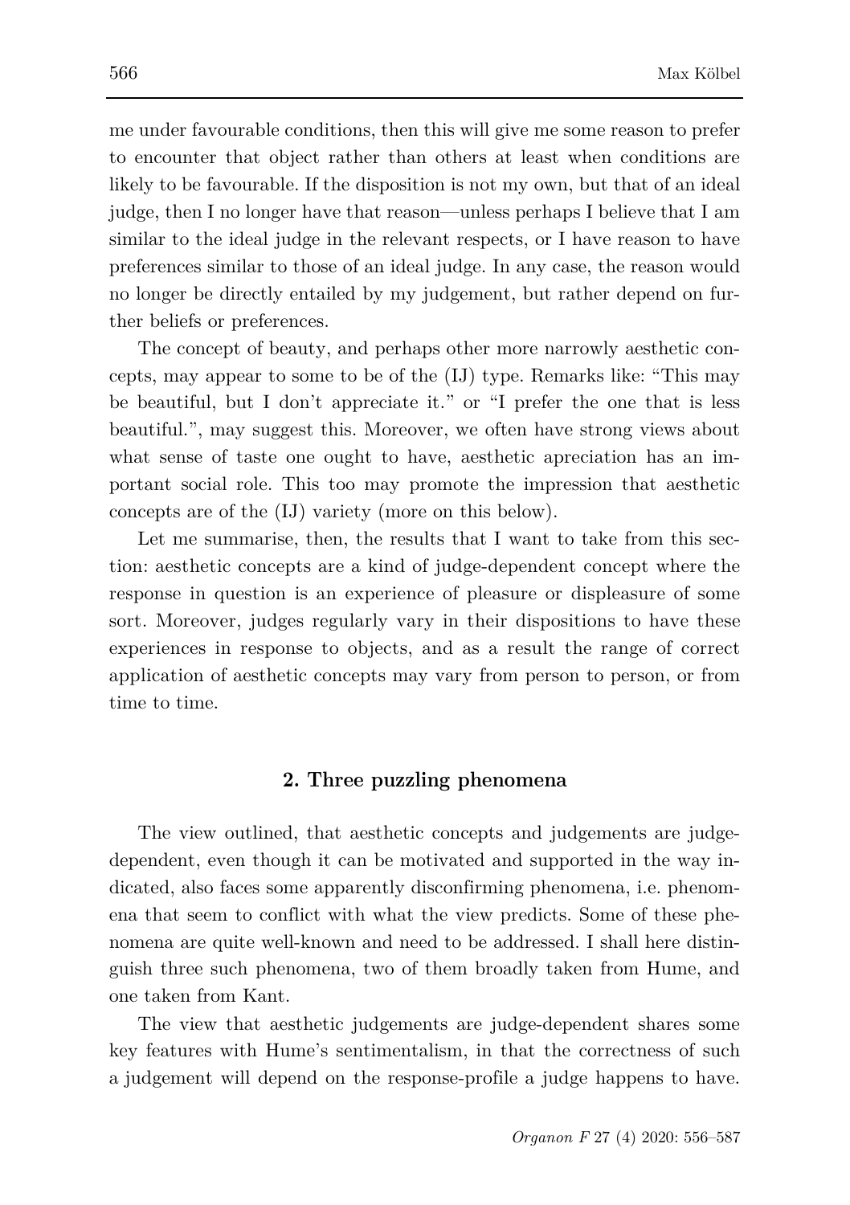me under favourable conditions, then this will give me some reason to prefer to encounter that object rather than others at least when conditions are likely to be favourable. If the disposition is not my own, but that of an ideal judge, then I no longer have that reason—unless perhaps I believe that I am similar to the ideal judge in the relevant respects, or I have reason to have preferences similar to those of an ideal judge. In any case, the reason would no longer be directly entailed by my judgement, but rather depend on further beliefs or preferences.

The concept of beauty, and perhaps other more narrowly aesthetic concepts, may appear to some to be of the (IJ) type. Remarks like: "This may be beautiful, but I don't appreciate it." or "I prefer the one that is less beautiful.", may suggest this. Moreover, we often have strong views about what sense of taste one ought to have, aesthetic apreciation has an important social role. This too may promote the impression that aesthetic concepts are of the (IJ) variety (more on this below).

Let me summarise, then, the results that I want to take from this section: aesthetic concepts are a kind of judge-dependent concept where the response in question is an experience of pleasure or displeasure of some sort. Moreover, judges regularly vary in their dispositions to have these experiences in response to objects, and as a result the range of correct application of aesthetic concepts may vary from person to person, or from time to time.

## 2. Three puzzling phenomena

The view outlined, that aesthetic concepts and judgements are judge-dependent, even though it can be motivated and supported in the way indicated, also faces some apparently disconfirming phenomena, i.e. phenomena that seem to conflict with what the view predicts. Some of these phenomena are quite well-known and need to be addressed. I shall here distinguish three such phenomena, two of them broadly taken from Hume, and one taken from Kant.

The view that aesthetic judgements are judge-dependent shares some key features with Hume's sentimentalism, in that the correctness of such a judgement will depend on the response-profile a judge happens to have.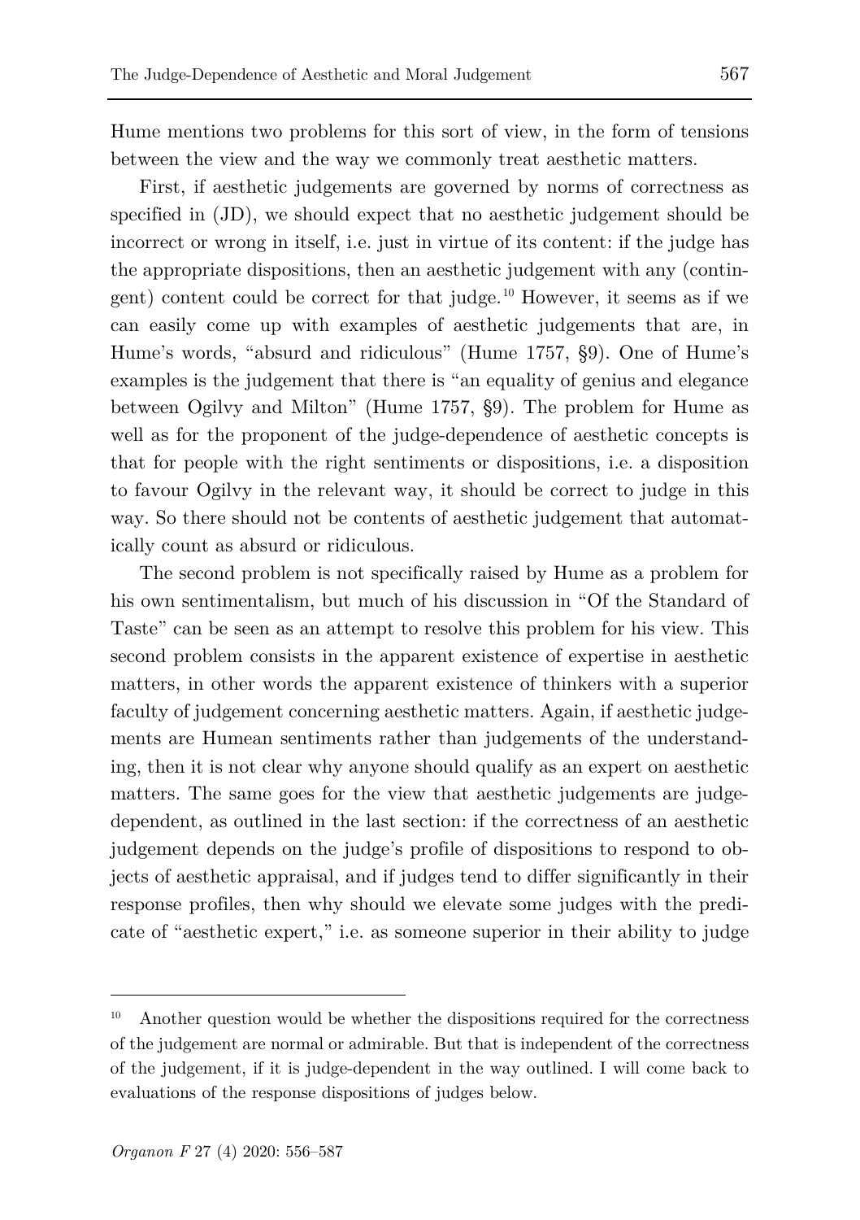Hume mentions two problems for this sort of view, in the form of tensions between the view and the way we commonly treat aesthetic matters.

First, if aesthetic judgements are governed by norms of correctness as specified in (JD), we should expect that no aesthetic judgement should be incorrect or wrong in itself, i.e. just in virtue of its content: if the judge has the appropriate dispositions, then an aesthetic judgement with any (contingent) content could be correct for that judge.[10] However, it seems as if we can easily come up with examples of aesthetic judgements that are, in Hume's words, "absurd and ridiculous" (Hume 1757, §9). One of Hume's examples is the judgement that there is "an equality of genius and elegance between Ogilvy and Milton" (Hume 1757, §9). The problem for Hume as well as for the proponent of the judge-dependence of aesthetic concepts is that for people with the right sentiments or dispositions, i.e. a disposition to favour Ogilvy in the relevant way, it should be correct to judge in this way. So there should not be contents of aesthetic judgement that automatically count as absurd or ridiculous.

The second problem is not specifically raised by Hume as a problem for his own sentimentalism, but much of his discussion in "Of the Standard of Taste" can be seen as an attempt to resolve this problem for his view. This second problem consists in the apparent existence of expertise in aesthetic matters, in other words the apparent existence of thinkers with a superior faculty of judgement concerning aesthetic matters. Again, if aesthetic judgements are Humean sentiments rather than judgements of the understanding, then it is not clear why anyone should qualify as an expert on aesthetic matters. The same goes for the view that aesthetic judgements are judge-dependent, as outlined in the last section: if the correctness of an aesthetic judgement depends on the judge's profile of dispositions to respond to objects of aesthetic appraisal, and if judges tend to differ significantly in their response profiles, then why should we elevate some judges with the predicate of "aesthetic expert," i.e. as someone superior in their ability to judge

[10] Another question would be whether the dispositions required for the correctness of the judgement are normal or admirable. But that is independent of the correctness of the judgement, if it is judge-dependent in the way outlined. I will come back to evaluations of the response dispositions of judges below.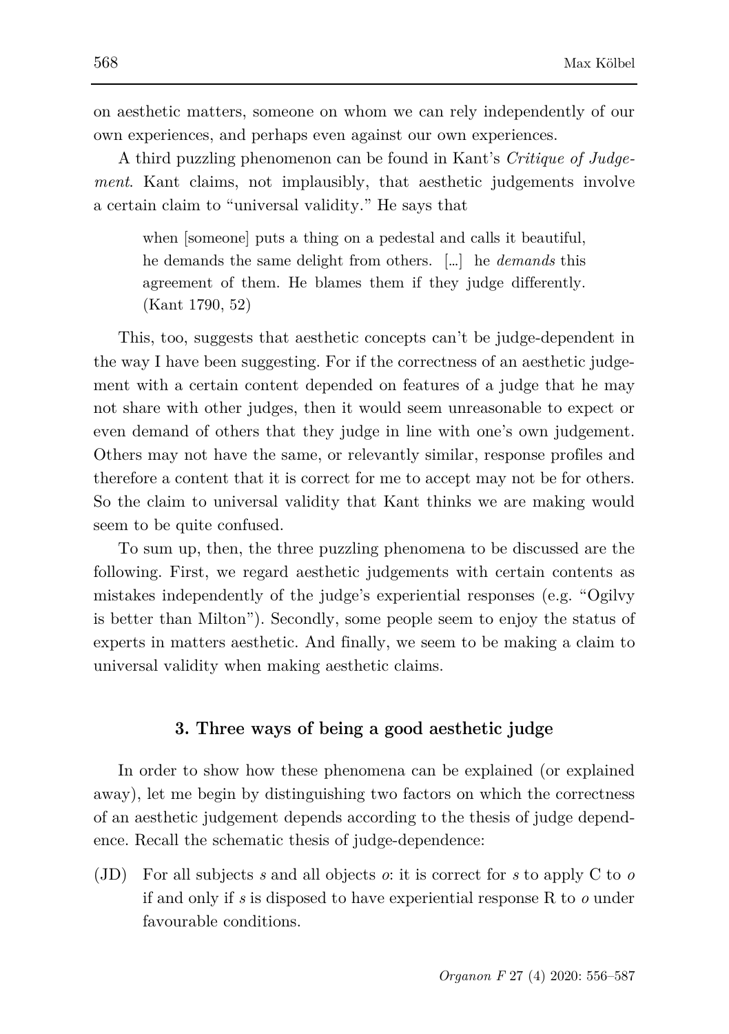on aesthetic matters, someone on whom we can rely independently of our own experiences, and perhaps even against our own experiences.

A third puzzling phenomenon can be found in Kant's *Critique of Judgement*. Kant claims, not implausibly, that aesthetic judgements involve a certain claim to "universal validity." He says that

> when [someone] puts a thing on a pedestal and calls it beautiful, he demands the same delight from others. [...] he *demands* this agreement of them. He blames them if they judge differently. (Kant 1790, 52)

This, too, suggests that aesthetic concepts can't be judge-dependent in the way I have been suggesting. For if the correctness of an aesthetic judgement with a certain content depended on features of a judge that he may not share with other judges, then it would seem unreasonable to expect or even demand of others that they judge in line with one's own judgement. Others may not have the same, or relevantly similar, response profiles and therefore a content that it is correct for me to accept may not be for others. So the claim to universal validity that Kant thinks we are making would seem to be quite confused.

To sum up, then, the three puzzling phenomena to be discussed are the following. First, we regard aesthetic judgements with certain contents as mistakes independently of the judge's experiential responses (e.g. "Ogilvy is better than Milton"). Secondly, some people seem to enjoy the status of experts in matters aesthetic. And finally, we seem to be making a claim to universal validity when making aesthetic claims.

## 3. Three ways of being a good aesthetic judge

In order to show how these phenomena can be explained (or explained away), let me begin by distinguishing two factors on which the correctness of an aesthetic judgement depends according to the thesis of judge dependence. Recall the schematic thesis of judge-dependence:

(JD) For all subjects $s$ and all objects $o$: it is correct for $s$ to apply C to $o$ if and only if $s$ is disposed to have experiential response R to $o$ under favourable conditions.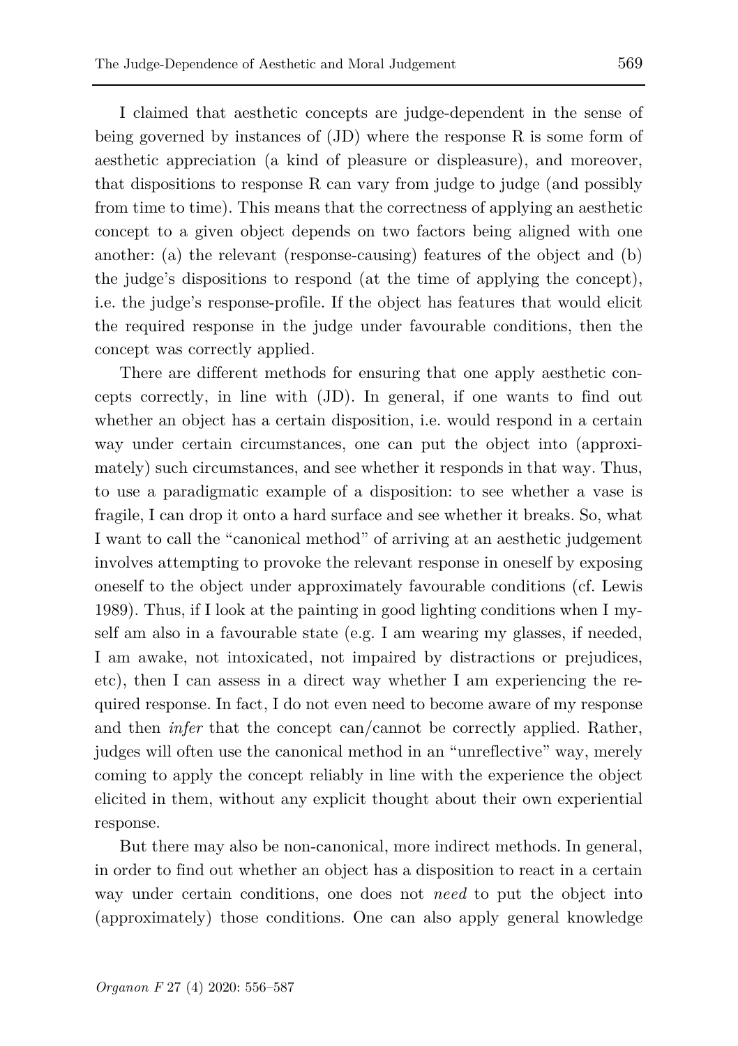I claimed that aesthetic concepts are judge-dependent in the sense of being governed by instances of (JD) where the response R is some form of aesthetic appreciation (a kind of pleasure or displeasure), and moreover, that dispositions to response R can vary from judge to judge (and possibly from time to time). This means that the correctness of applying an aesthetic concept to a given object depends on two factors being aligned with one another: (a) the relevant (response-causing) features of the object and (b) the judge's dispositions to respond (at the time of applying the concept), i.e. the judge's response-profile. If the object has features that would elicit the required response in the judge under favourable conditions, then the concept was correctly applied.

There are different methods for ensuring that one apply aesthetic concepts correctly, in line with (JD). In general, if one wants to find out whether an object has a certain disposition, i.e. would respond in a certain way under certain circumstances, one can put the object into (approximately) such circumstances, and see whether it responds in that way. Thus, to use a paradigmatic example of a disposition: to see whether a vase is fragile, I can drop it onto a hard surface and see whether it breaks. So, what I want to call the "canonical method" of arriving at an aesthetic judgement involves attempting to provoke the relevant response in oneself by exposing oneself to the object under approximately favourable conditions (cf. Lewis 1989). Thus, if I look at the painting in good lighting conditions when I myself am also in a favourable state (e.g. I am wearing my glasses, if needed, I am awake, not intoxicated, not impaired by distractions or prejudices, etc), then I can assess in a direct way whether I am experiencing the required response. In fact, I do not even need to become aware of my response and then *infer* that the concept can/cannot be correctly applied. Rather, judges will often use the canonical method in an "unreflective" way, merely coming to apply the concept reliably in line with the experience the object elicited in them, without any explicit thought about their own experiential response.

But there may also be non-canonical, more indirect methods. In general, in order to find out whether an object has a disposition to react in a certain way under certain conditions, one does not *need* to put the object into (approximately) those conditions. One can also apply general knowledge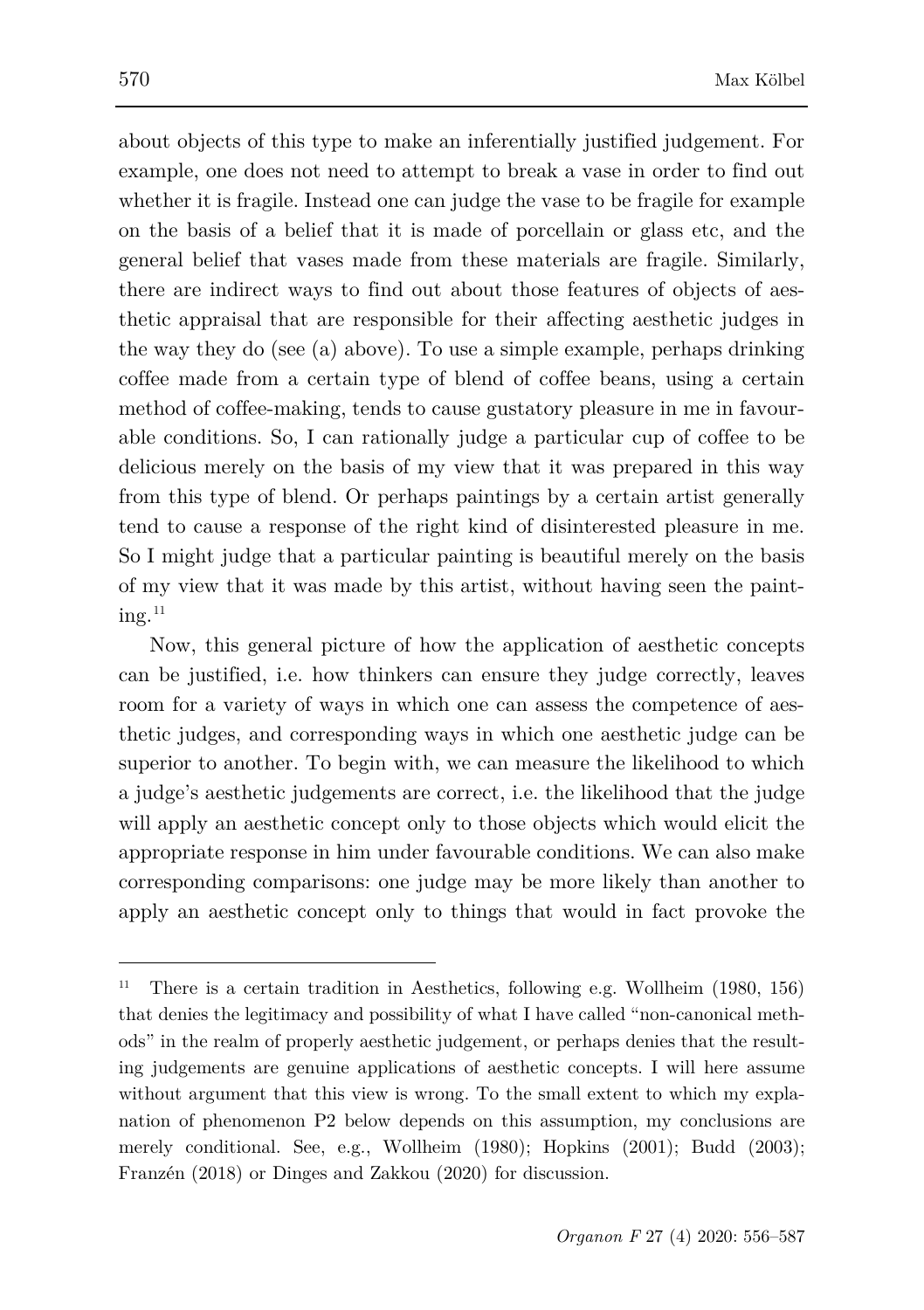about objects of this type to make an inferentially justified judgement. For example, one does not need to attempt to break a vase in order to find out whether it is fragile. Instead one can judge the vase to be fragile for example on the basis of a belief that it is made of porcellain or glass etc, and the general belief that vases made from these materials are fragile. Similarly, there are indirect ways to find out about those features of objects of aesthetic appraisal that are responsible for their affecting aesthetic judges in the way they do (see (a) above). To use a simple example, perhaps drinking coffee made from a certain type of blend of coffee beans, using a certain method of coffee-making, tends to cause gustatory pleasure in me in favourable conditions. So, I can rationally judge a particular cup of coffee to be delicious merely on the basis of my view that it was prepared in this way from this type of blend. Or perhaps paintings by a certain artist generally tend to cause a response of the right kind of disinterested pleasure in me. So I might judge that a particular painting is beautiful merely on the basis of my view that it was made by this artist, without having seen the painting.[11]

Now, this general picture of how the application of aesthetic concepts can be justified, i.e. how thinkers can ensure they judge correctly, leaves room for a variety of ways in which one can assess the competence of aesthetic judges, and corresponding ways in which one aesthetic judge can be superior to another. To begin with, we can measure the likelihood to which a judge's aesthetic judgements are correct, i.e. the likelihood that the judge will apply an aesthetic concept only to those objects which would elicit the appropriate response in him under favourable conditions. We can also make corresponding comparisons: one judge may be more likely than another to apply an aesthetic concept only to things that would in fact provoke the

---

[11] There is a certain tradition in Aesthetics, following e.g. Wollheim (1980, 156) that denies the legitimacy and possibility of what I have called "non-canonical methods" in the realm of properly aesthetic judgement, or perhaps denies that the resulting judgements are genuine applications of aesthetic concepts. I will here assume without argument that this view is wrong. To the small extent to which my explanation of phenomenon P2 below depends on this assumption, my conclusions are merely conditional. See, e.g., Wollheim (1980); Hopkins (2001); Budd (2003); Franzén (2018) or Dinges and Zakkou (2020) for discussion.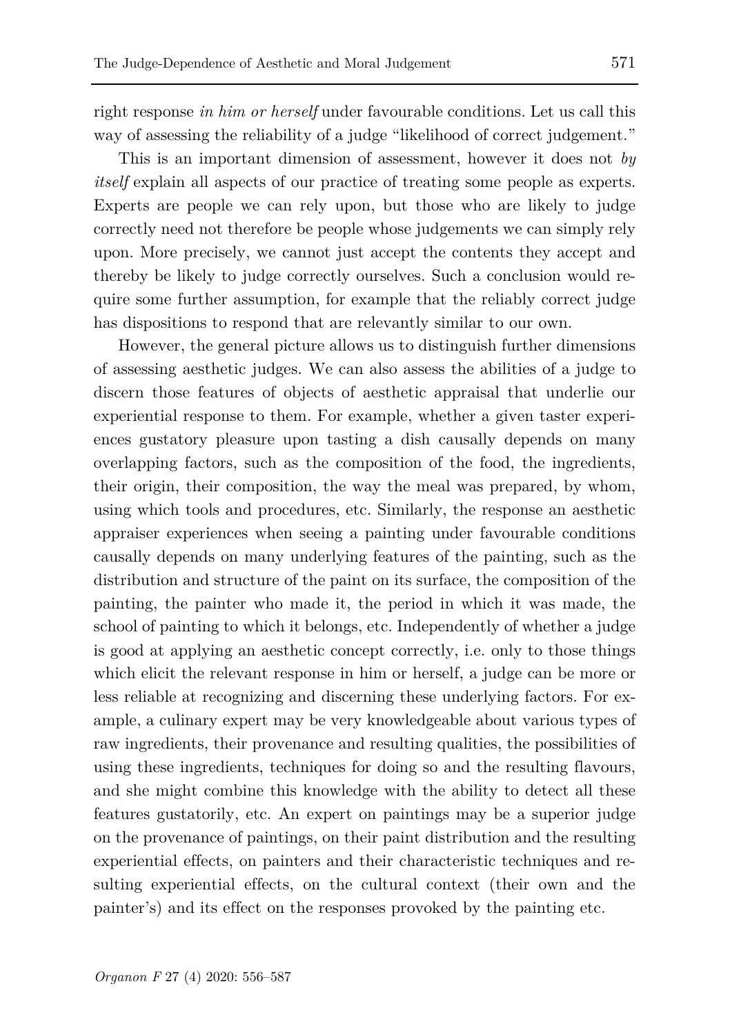right response *in him or herself* under favourable conditions. Let us call this way of assessing the reliability of a judge "likelihood of correct judgement."

This is an important dimension of assessment, however it does not *by itself* explain all aspects of our practice of treating some people as experts. Experts are people we can rely upon, but those who are likely to judge correctly need not therefore be people whose judgements we can simply rely upon. More precisely, we cannot just accept the contents they accept and thereby be likely to judge correctly ourselves. Such a conclusion would require some further assumption, for example that the reliably correct judge has dispositions to respond that are relevantly similar to our own.

However, the general picture allows us to distinguish further dimensions of assessing aesthetic judges. We can also assess the abilities of a judge to discern those features of objects of aesthetic appraisal that underlie our experiential response to them. For example, whether a given taster experiences gustatory pleasure upon tasting a dish causally depends on many overlapping factors, such as the composition of the food, the ingredients, their origin, their composition, the way the meal was prepared, by whom, using which tools and procedures, etc. Similarly, the response an aesthetic appraiser experiences when seeing a painting under favourable conditions causally depends on many underlying features of the painting, such as the distribution and structure of the paint on its surface, the composition of the painting, the painter who made it, the period in which it was made, the school of painting to which it belongs, etc. Independently of whether a judge is good at applying an aesthetic concept correctly, i.e. only to those things which elicit the relevant response in him or herself, a judge can be more or less reliable at recognizing and discerning these underlying factors. For example, a culinary expert may be very knowledgeable about various types of raw ingredients, their provenance and resulting qualities, the possibilities of using these ingredients, techniques for doing so and the resulting flavours, and she might combine this knowledge with the ability to detect all these features gustatorily, etc. An expert on paintings may be a superior judge on the provenance of paintings, on their paint distribution and the resulting experiential effects, on painters and their characteristic techniques and resulting experiential effects, on the cultural context (their own and the painter's) and its effect on the responses provoked by the painting etc.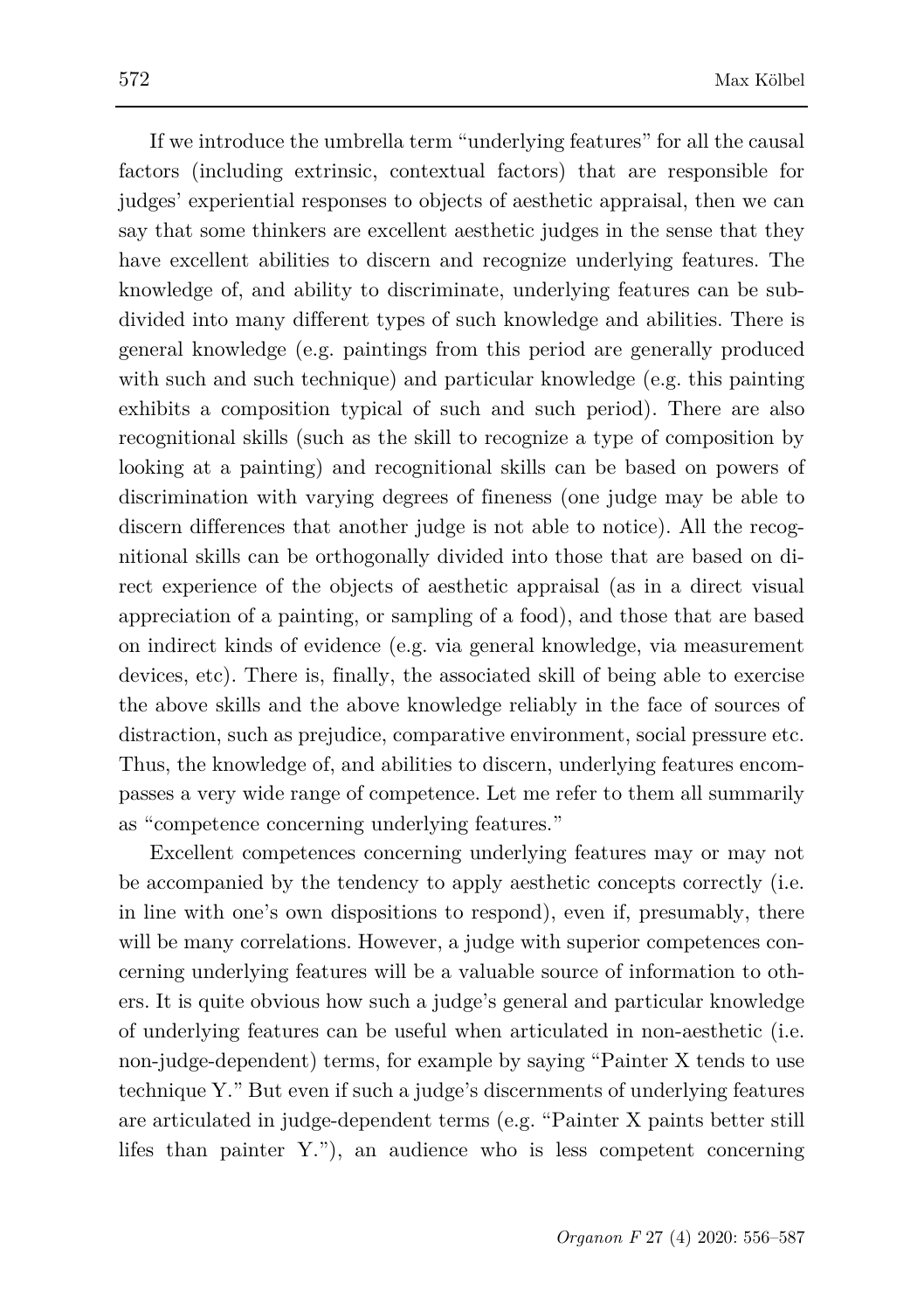If we introduce the umbrella term "underlying features" for all the causal factors (including extrinsic, contextual factors) that are responsible for judges' experiential responses to objects of aesthetic appraisal, then we can say that some thinkers are excellent aesthetic judges in the sense that they have excellent abilities to discern and recognize underlying features. The knowledge of, and ability to discriminate, underlying features can be subdivided into many different types of such knowledge and abilities. There is general knowledge (e.g. paintings from this period are generally produced with such and such technique) and particular knowledge (e.g. this painting exhibits a composition typical of such and such period). There are also recognitional skills (such as the skill to recognize a type of composition by looking at a painting) and recognitional skills can be based on powers of discrimination with varying degrees of fineness (one judge may be able to discern differences that another judge is not able to notice). All the recognitional skills can be orthogonally divided into those that are based on direct experience of the objects of aesthetic appraisal (as in a direct visual appreciation of a painting, or sampling of a food), and those that are based on indirect kinds of evidence (e.g. via general knowledge, via measurement devices, etc). There is, finally, the associated skill of being able to exercise the above skills and the above knowledge reliably in the face of sources of distraction, such as prejudice, comparative environment, social pressure etc. Thus, the knowledge of, and abilities to discern, underlying features encompasses a very wide range of competence. Let me refer to them all summarily as "competence concerning underlying features."

Excellent competences concerning underlying features may or may not be accompanied by the tendency to apply aesthetic concepts correctly (i.e. in line with one's own dispositions to respond), even if, presumably, there will be many correlations. However, a judge with superior competences concerning underlying features will be a valuable source of information to others. It is quite obvious how such a judge's general and particular knowledge of underlying features can be useful when articulated in non-aesthetic (i.e. non-judge-dependent) terms, for example by saying "Painter X tends to use technique Y." But even if such a judge's discernments of underlying features are articulated in judge-dependent terms (e.g. "Painter X paints better still lifes than painter Y."), an audience who is less competent concerning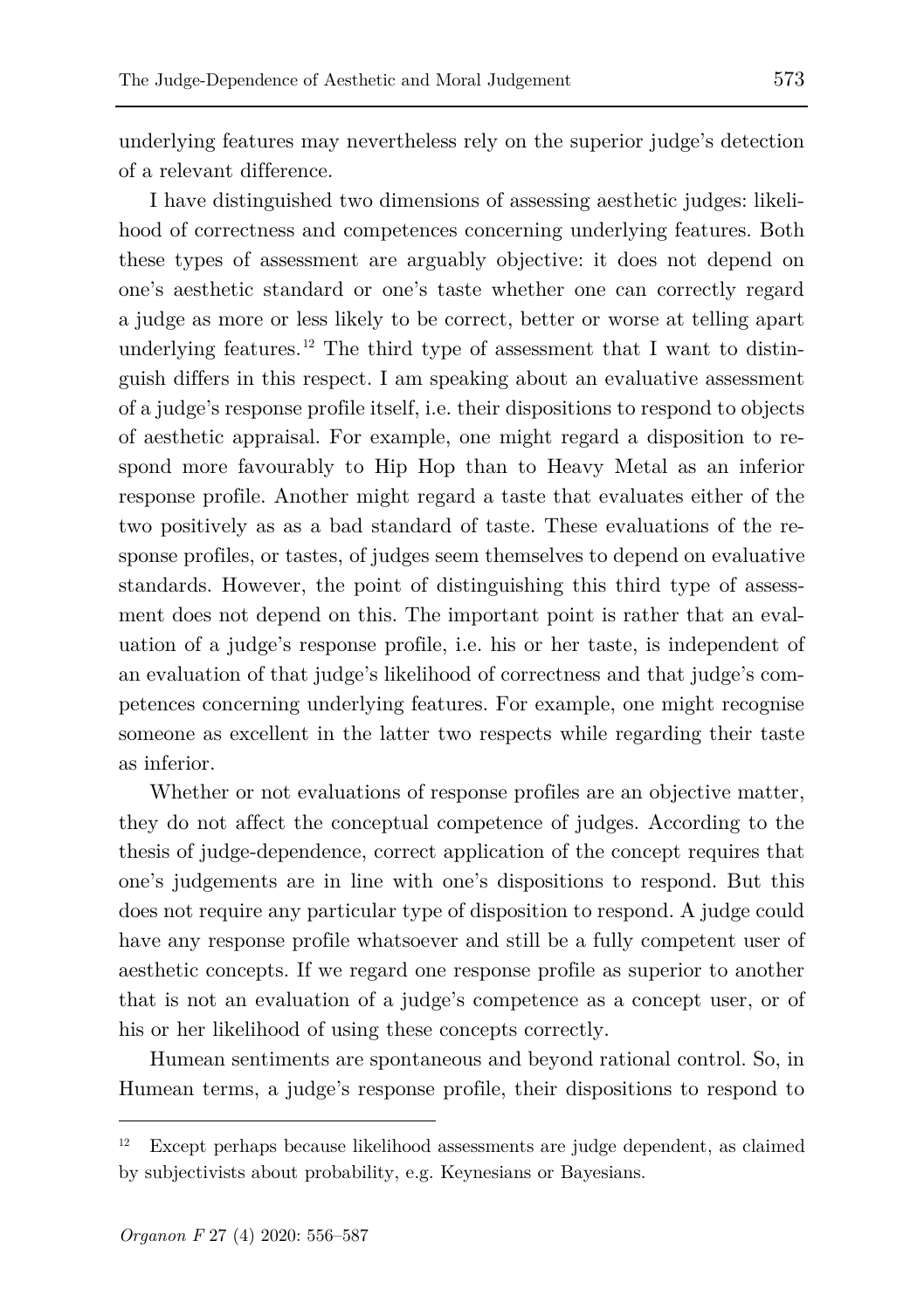underlying features may nevertheless rely on the superior judge's detection of a relevant difference.

I have distinguished two dimensions of assessing aesthetic judges: likelihood of correctness and competences concerning underlying features. Both these types of assessment are arguably objective: it does not depend on one's aesthetic standard or one's taste whether one can correctly regard a judge as more or less likely to be correct, better or worse at telling apart underlying features.[12] The third type of assessment that I want to distinguish differs in this respect. I am speaking about an evaluative assessment of a judge's response profile itself, i.e. their dispositions to respond to objects of aesthetic appraisal. For example, one might regard a disposition to respond more favourably to Hip Hop than to Heavy Metal as an inferior response profile. Another might regard a taste that evaluates either of the two positively as as a bad standard of taste. These evaluations of the response profiles, or tastes, of judges seem themselves to depend on evaluative standards. However, the point of distinguishing this third type of assessment does not depend on this. The important point is rather that an evaluation of a judge's response profile, i.e. his or her taste, is independent of an evaluation of that judge's likelihood of correctness and that judge's competences concerning underlying features. For example, one might recognise someone as excellent in the latter two respects while regarding their taste as inferior.

Whether or not evaluations of response profiles are an objective matter, they do not affect the conceptual competence of judges. According to the thesis of judge-dependence, correct application of the concept requires that one's judgements are in line with one's dispositions to respond. But this does not require any particular type of disposition to respond. A judge could have any response profile whatsoever and still be a fully competent user of aesthetic concepts. If we regard one response profile as superior to another that is not an evaluation of a judge's competence as a concept user, or of his or her likelihood of using these concepts correctly.

Humean sentiments are spontaneous and beyond rational control. So, in Humean terms, a judge's response profile, their dispositions to respond to

---

[12] Except perhaps because likelihood assessments are judge dependent, as claimed by subjectivists about probability, e.g. Keynesians or Bayesians.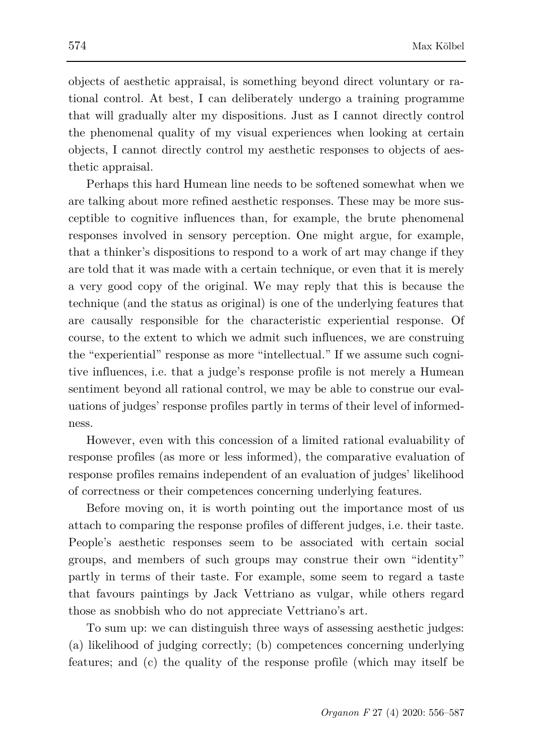objects of aesthetic appraisal, is something beyond direct voluntary or rational control. At best, I can deliberately undergo a training programme that will gradually alter my dispositions. Just as I cannot directly control the phenomenal quality of my visual experiences when looking at certain objects, I cannot directly control my aesthetic responses to objects of aesthetic appraisal.

Perhaps this hard Humean line needs to be softened somewhat when we are talking about more refined aesthetic responses. These may be more susceptible to cognitive influences than, for example, the brute phenomenal responses involved in sensory perception. One might argue, for example, that a thinker's dispositions to respond to a work of art may change if they are told that it was made with a certain technique, or even that it is merely a very good copy of the original. We may reply that this is because the technique (and the status as original) is one of the underlying features that are causally responsible for the characteristic experiential response. Of course, to the extent to which we admit such influences, we are construing the "experiential" response as more "intellectual." If we assume such cognitive influences, i.e. that a judge's response profile is not merely a Humean sentiment beyond all rational control, we may be able to construe our evaluations of judges' response profiles partly in terms of their level of informedness.

However, even with this concession of a limited rational evaluability of response profiles (as more or less informed), the comparative evaluation of response profiles remains independent of an evaluation of judges' likelihood of correctness or their competences concerning underlying features.

Before moving on, it is worth pointing out the importance most of us attach to comparing the response profiles of different judges, i.e. their taste. People's aesthetic responses seem to be associated with certain social groups, and members of such groups may construe their own "identity" partly in terms of their taste. For example, some seem to regard a taste that favours paintings by Jack Vettriano as vulgar, while others regard those as snobbish who do not appreciate Vettriano's art.

To sum up: we can distinguish three ways of assessing aesthetic judges: (a) likelihood of judging correctly; (b) competences concerning underlying features; and (c) the quality of the response profile (which may itself be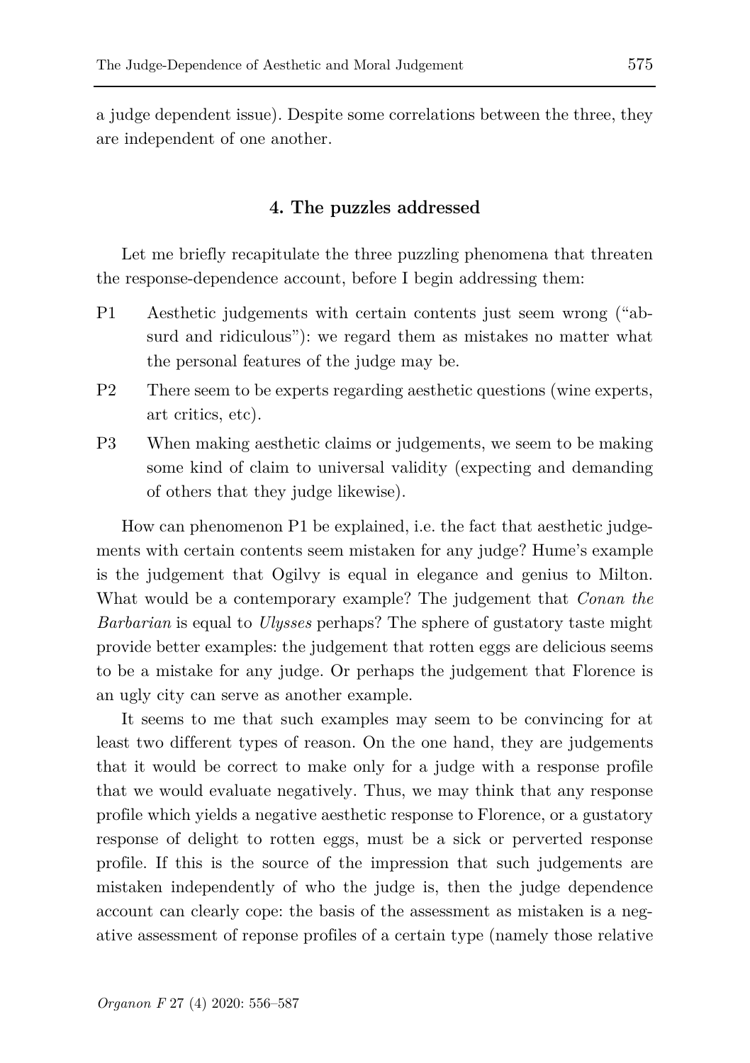a judge dependent issue). Despite some correlations between the three, they are independent of one another.

## 4. The puzzles addressed

Let me briefly recapitulate the three puzzling phenomena that threaten the response-dependence account, before I begin addressing them:

P1 Aesthetic judgements with certain contents just seem wrong ("absurd and ridiculous"): we regard them as mistakes no matter what the personal features of the judge may be.

P2 There seem to be experts regarding aesthetic questions (wine experts, art critics, etc).

P3 When making aesthetic claims or judgements, we seem to be making some kind of claim to universal validity (expecting and demanding of others that they judge likewise).

How can phenomenon P1 be explained, i.e. the fact that aesthetic judgements with certain contents seem mistaken for any judge? Hume's example is the judgement that Ogilvy is equal in elegance and genius to Milton. What would be a contemporary example? The judgement that *Conan the Barbarian* is equal to *Ulysses* perhaps? The sphere of gustatory taste might provide better examples: the judgement that rotten eggs are delicious seems to be a mistake for any judge. Or perhaps the judgement that Florence is an ugly city can serve as another example.

It seems to me that such examples may seem to be convincing for at least two different types of reason. On the one hand, they are judgements that it would be correct to make only for a judge with a response profile that we would evaluate negatively. Thus, we may think that any response profile which yields a negative aesthetic response to Florence, or a gustatory response of delight to rotten eggs, must be a sick or perverted response profile. If this is the source of the impression that such judgements are mistaken independently of who the judge is, then the judge dependence account can clearly cope: the basis of the assessment as mistaken is a negative assessment of reponse profiles of a certain type (namely those relative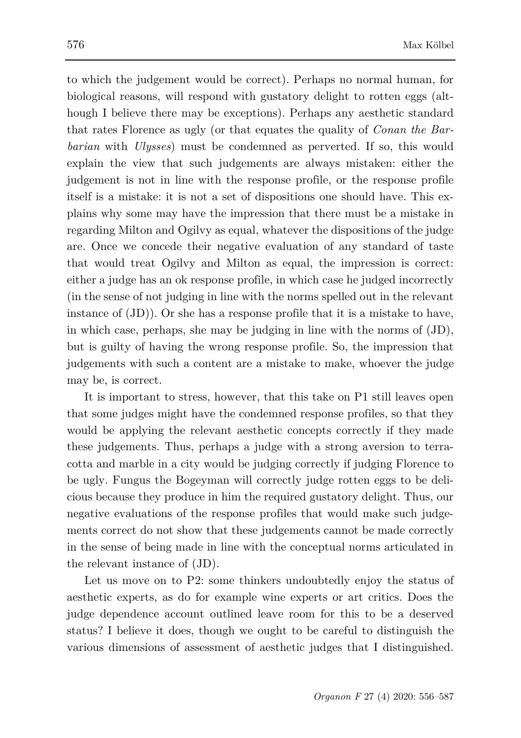to which the judgement would be correct). Perhaps no normal human, for biological reasons, will respond with gustatory delight to rotten eggs (although I believe there may be exceptions). Perhaps any aesthetic standard that rates Florence as ugly (or that equates the quality of *Conan the Barbarian* with *Ulysses*) must be condemned as perverted. If so, this would explain the view that such judgements are always mistaken: either the judgement is not in line with the response profile, or the response profile itself is a mistake: it is not a set of dispositions one should have. This explains why some may have the impression that there must be a mistake in regarding Milton and Ogilvy as equal, whatever the dispositions of the judge are. Once we concede their negative evaluation of any standard of taste that would treat Ogilvy and Milton as equal, the impression is correct: either a judge has an ok response profile, in which case he judged incorrectly (in the sense of not judging in line with the norms spelled out in the relevant instance of (JD)). Or she has a response profile that it is a mistake to have, in which case, perhaps, she may be judging in line with the norms of (JD), but is guilty of having the wrong response profile. So, the impression that judgements with such a content are a mistake to make, whoever the judge may be, is correct.

It is important to stress, however, that this take on P1 still leaves open that some judges might have the condemned response profiles, so that they would be applying the relevant aesthetic concepts correctly if they made these judgements. Thus, perhaps a judge with a strong aversion to terracotta and marble in a city would be judging correctly if judging Florence to be ugly. Fungus the Bogeyman will correctly judge rotten eggs to be delicious because they produce in him the required gustatory delight. Thus, our negative evaluations of the response profiles that would make such judgements correct do not show that these judgements cannot be made correctly in the sense of being made in line with the conceptual norms articulated in the relevant instance of (JD).

Let us move on to P2: some thinkers undoubtedly enjoy the status of aesthetic experts, as do for example wine experts or art critics. Does the judge dependence account outlined leave room for this to be a deserved status? I believe it does, though we ought to be careful to distinguish the various dimensions of assessment of aesthetic judges that I distinguished.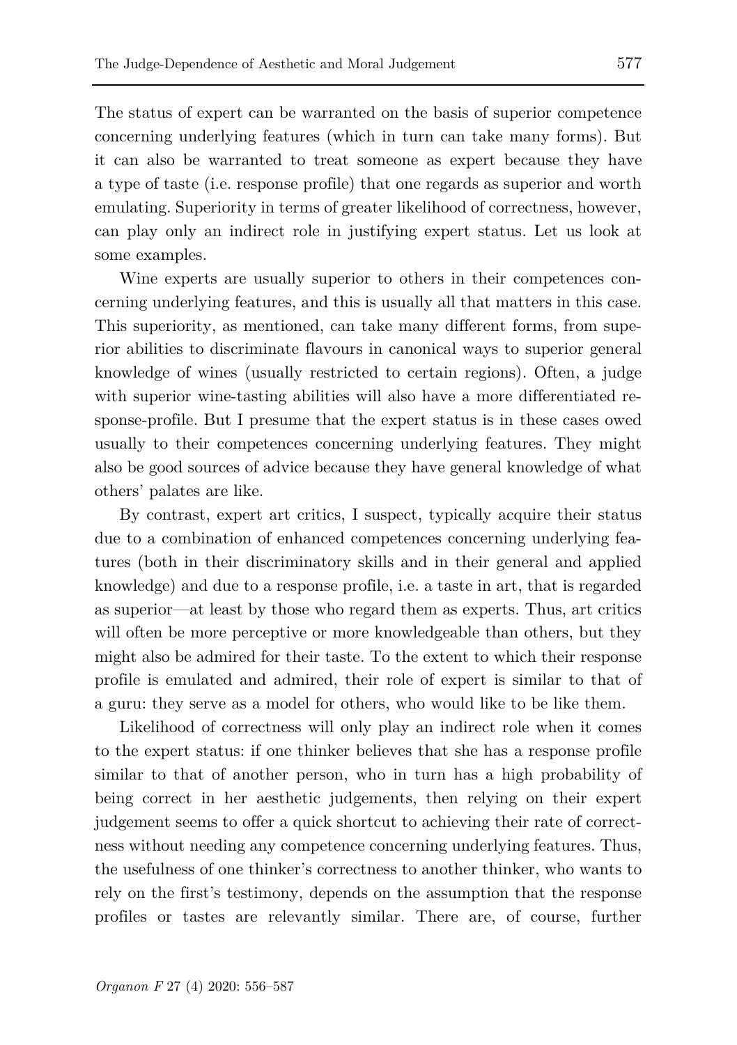The status of expert can be warranted on the basis of superior competence concerning underlying features (which in turn can take many forms). But it can also be warranted to treat someone as expert because they have a type of taste (i.e. response profile) that one regards as superior and worth emulating. Superiority in terms of greater likelihood of correctness, however, can play only an indirect role in justifying expert status. Let us look at some examples.

Wine experts are usually superior to others in their competences concerning underlying features, and this is usually all that matters in this case. This superiority, as mentioned, can take many different forms, from superior abilities to discriminate flavours in canonical ways to superior general knowledge of wines (usually restricted to certain regions). Often, a judge with superior wine-tasting abilities will also have a more differentiated response-profile. But I presume that the expert status is in these cases owed usually to their competences concerning underlying features. They might also be good sources of advice because they have general knowledge of what others' palates are like.

By contrast, expert art critics, I suspect, typically acquire their status due to a combination of enhanced competences concerning underlying features (both in their discriminatory skills and in their general and applied knowledge) and due to a response profile, i.e. a taste in art, that is regarded as superior—at least by those who regard them as experts. Thus, art critics will often be more perceptive or more knowledgeable than others, but they might also be admired for their taste. To the extent to which their response profile is emulated and admired, their role of expert is similar to that of a guru: they serve as a model for others, who would like to be like them.

Likelihood of correctness will only play an indirect role when it comes to the expert status: if one thinker believes that she has a response profile similar to that of another person, who in turn has a high probability of being correct in her aesthetic judgements, then relying on their expert judgement seems to offer a quick shortcut to achieving their rate of correctness without needing any competence concerning underlying features. Thus, the usefulness of one thinker's correctness to another thinker, who wants to rely on the first's testimony, depends on the assumption that the response profiles or tastes are relevantly similar. There are, of course, further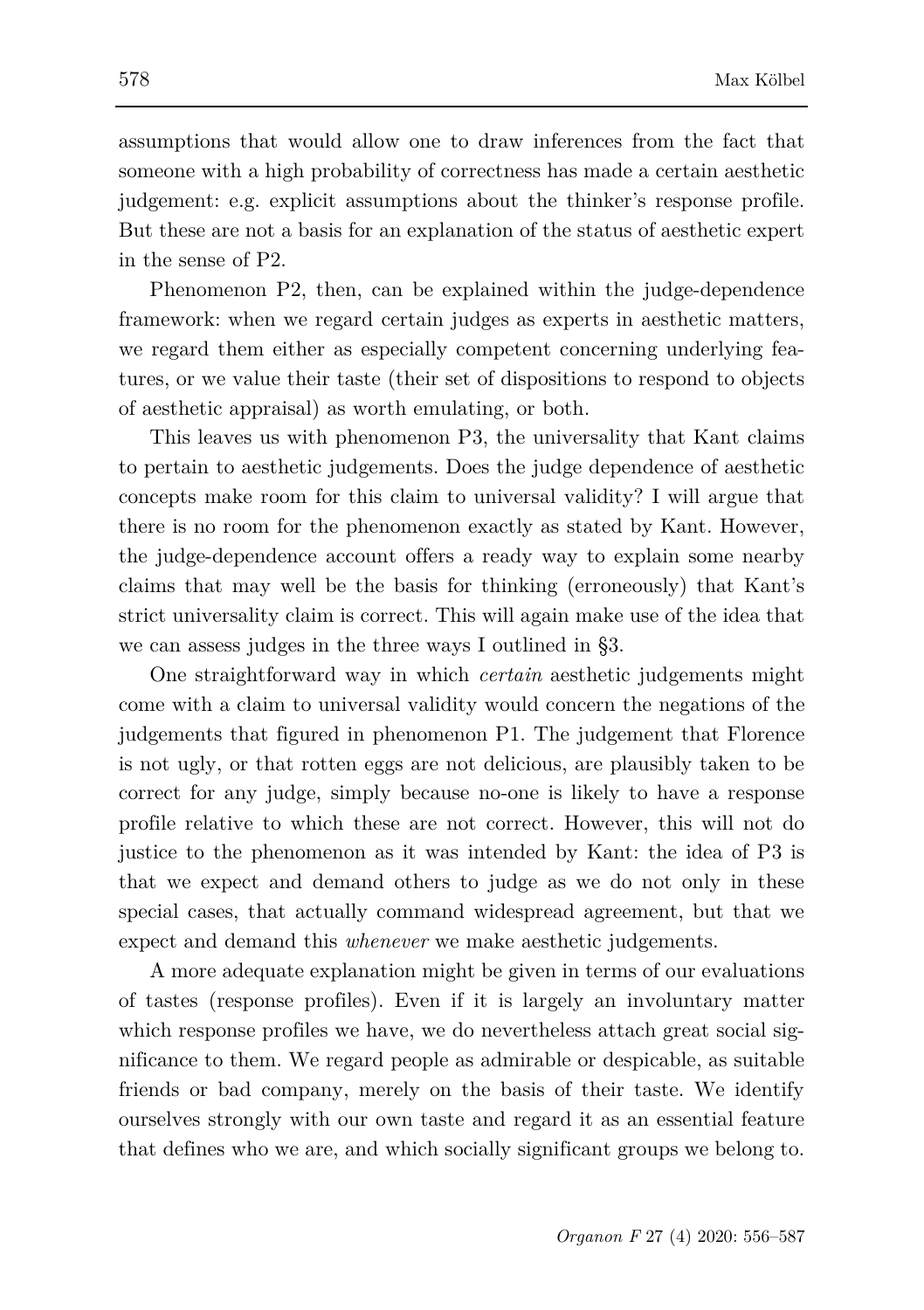assumptions that would allow one to draw inferences from the fact that someone with a high probability of correctness has made a certain aesthetic judgement: e.g. explicit assumptions about the thinker's response profile. But these are not a basis for an explanation of the status of aesthetic expert in the sense of P2.

Phenomenon P2, then, can be explained within the judge-dependence framework: when we regard certain judges as experts in aesthetic matters, we regard them either as especially competent concerning underlying features, or we value their taste (their set of dispositions to respond to objects of aesthetic appraisal) as worth emulating, or both.

This leaves us with phenomenon P3, the universality that Kant claims to pertain to aesthetic judgements. Does the judge dependence of aesthetic concepts make room for this claim to universal validity? I will argue that there is no room for the phenomenon exactly as stated by Kant. However, the judge-dependence account offers a ready way to explain some nearby claims that may well be the basis for thinking (erroneously) that Kant's strict universality claim is correct. This will again make use of the idea that we can assess judges in the three ways I outlined in §3.

One straightforward way in which *certain* aesthetic judgements might come with a claim to universal validity would concern the negations of the judgements that figured in phenomenon P1. The judgement that Florence is not ugly, or that rotten eggs are not delicious, are plausibly taken to be correct for any judge, simply because no-one is likely to have a response profile relative to which these are not correct. However, this will not do justice to the phenomenon as it was intended by Kant: the idea of P3 is that we expect and demand others to judge as we do not only in these special cases, that actually command widespread agreement, but that we expect and demand this *whenever* we make aesthetic judgements.

A more adequate explanation might be given in terms of our evaluations of tastes (response profiles). Even if it is largely an involuntary matter which response profiles we have, we do nevertheless attach great social significance to them. We regard people as admirable or despicable, as suitable friends or bad company, merely on the basis of their taste. We identify ourselves strongly with our own taste and regard it as an essential feature that defines who we are, and which socially significant groups we belong to.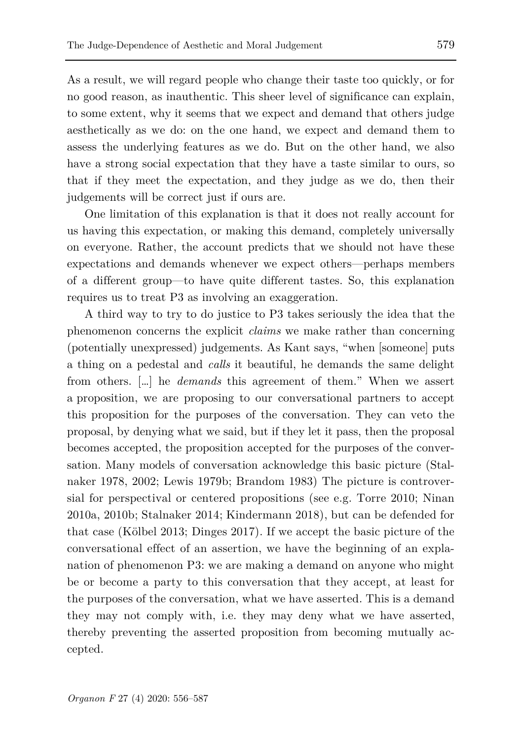As a result, we will regard people who change their taste too quickly, or for no good reason, as inauthentic. This sheer level of significance can explain, to some extent, why it seems that we expect and demand that others judge aesthetically as we do: on the one hand, we expect and demand them to assess the underlying features as we do. But on the other hand, we also have a strong social expectation that they have a taste similar to ours, so that if they meet the expectation, and they judge as we do, then their judgements will be correct just if ours are.

One limitation of this explanation is that it does not really account for us having this expectation, or making this demand, completely universally on everyone. Rather, the account predicts that we should not have these expectations and demands whenever we expect others—perhaps members of a different group—to have quite different tastes. So, this explanation requires us to treat P3 as involving an exaggeration.

A third way to try to do justice to P3 takes seriously the idea that the phenomenon concerns the explicit *claims* we make rather than concerning (potentially unexpressed) judgements. As Kant says, "when [someone] puts a thing on a pedestal and *calls* it beautiful, he demands the same delight from others. […] he *demands* this agreement of them." When we assert a proposition, we are proposing to our conversational partners to accept this proposition for the purposes of the conversation. They can veto the proposal, by denying what we said, but if they let it pass, then the proposal becomes accepted, the proposition accepted for the purposes of the conversation. Many models of conversation acknowledge this basic picture (Stalnaker 1978, 2002; Lewis 1979b; Brandom 1983) The picture is controversial for perspectival or centered propositions (see e.g. Torre 2010; Ninan 2010a, 2010b; Stalnaker 2014; Kindermann 2018), but can be defended for that case (Kölbel 2013; Dinges 2017). If we accept the basic picture of the conversational effect of an assertion, we have the beginning of an explanation of phenomenon P3: we are making a demand on anyone who might be or become a party to this conversation that they accept, at least for the purposes of the conversation, what we have asserted. This is a demand they may not comply with, i.e. they may deny what we have asserted, thereby preventing the asserted proposition from becoming mutually accepted.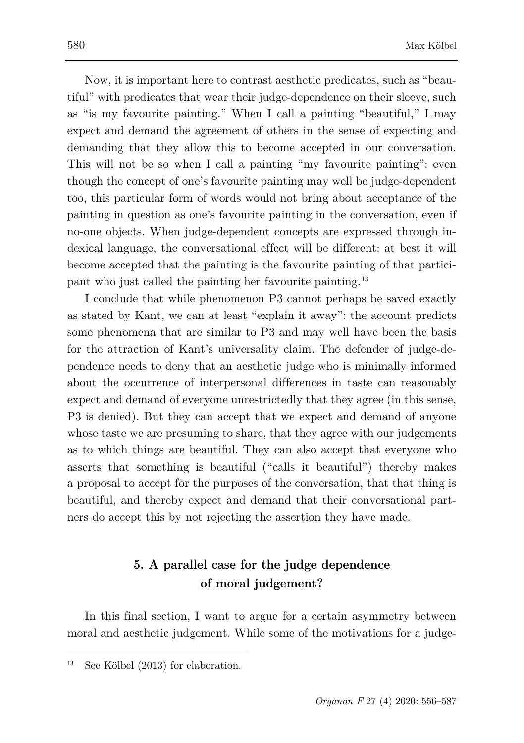Now, it is important here to contrast aesthetic predicates, such as "beautiful" with predicates that wear their judge-dependence on their sleeve, such as "is my favourite painting." When I call a painting "beautiful," I may expect and demand the agreement of others in the sense of expecting and demanding that they allow this to become accepted in our conversation. This will not be so when I call a painting "my favourite painting": even though the concept of one's favourite painting may well be judge-dependent too, this particular form of words would not bring about acceptance of the painting in question as one's favourite painting in the conversation, even if no-one objects. When judge-dependent concepts are expressed through indexical language, the conversational effect will be different: at best it will become accepted that the painting is the favourite painting of that participant who just called the painting her favourite painting.[13]

I conclude that while phenomenon P3 cannot perhaps be saved exactly as stated by Kant, we can at least "explain it away": the account predicts some phenomena that are similar to P3 and may well have been the basis for the attraction of Kant's universality claim. The defender of judge-dependence needs to deny that an aesthetic judge who is minimally informed about the occurrence of interpersonal differences in taste can reasonably expect and demand of everyone unrestrictedly that they agree (in this sense, P3 is denied). But they can accept that we expect and demand of anyone whose taste we are presuming to share, that they agree with our judgements as to which things are beautiful. They can also accept that everyone who asserts that something is beautiful ("calls it beautiful") thereby makes a proposal to accept for the purposes of the conversation, that that thing is beautiful, and thereby expect and demand that their conversational partners do accept this by not rejecting the assertion they have made.

## 5. A parallel case for the judge dependence of moral judgement?

In this final section, I want to argue for a certain asymmetry between moral and aesthetic judgement. While some of the motivations for a judge-

[13] See Kölbel (2013) for elaboration.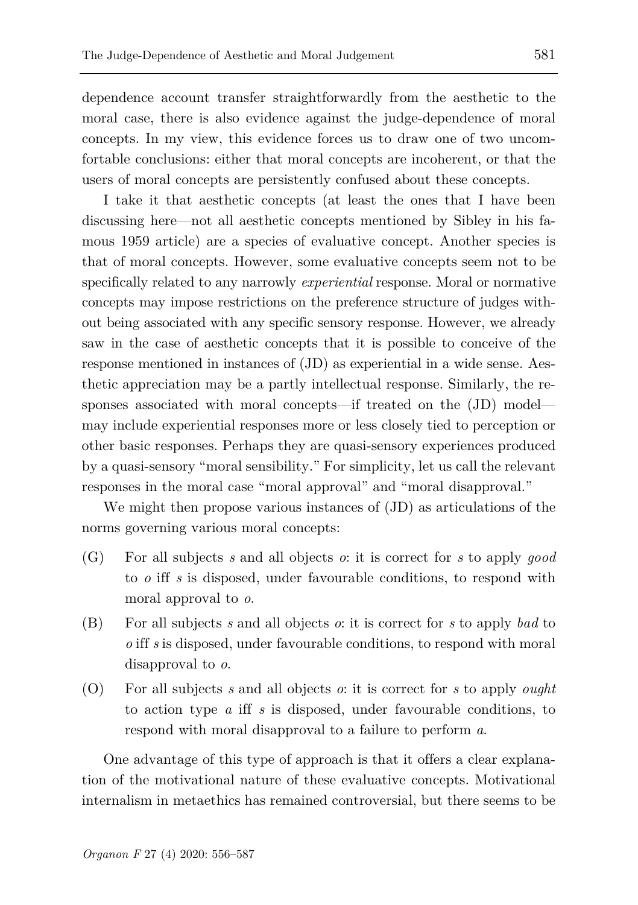dependence account transfer straightforwardly from the aesthetic to the moral case, there is also evidence against the judge-dependence of moral concepts. In my view, this evidence forces us to draw one of two uncomfortable conclusions: either that moral concepts are incoherent, or that the users of moral concepts are persistently confused about these concepts.

I take it that aesthetic concepts (at least the ones that I have been discussing here—not all aesthetic concepts mentioned by Sibley in his famous 1959 article) are a species of evaluative concept. Another species is that of moral concepts. However, some evaluative concepts seem not to be specifically related to any narrowly *experiential* response. Moral or normative concepts may impose restrictions on the preference structure of judges without being associated with any specific sensory response. However, we already saw in the case of aesthetic concepts that it is possible to conceive of the response mentioned in instances of (JD) as experiential in a wide sense. Aesthetic appreciation may be a partly intellectual response. Similarly, the responses associated with moral concepts—if treated on the (JD) model—may include experiential responses more or less closely tied to perception or other basic responses. Perhaps they are quasi-sensory experiences produced by a quasi-sensory "moral sensibility." For simplicity, let us call the relevant responses in the moral case "moral approval" and "moral disapproval."

We might then propose various instances of (JD) as articulations of the norms governing various moral concepts:

(G) For all subjects *s* and all objects *o*: it is correct for *s* to apply *good* to *o* iff *s* is disposed, under favourable conditions, to respond with moral approval to *o*.

(B) For all subjects *s* and all objects *o*: it is correct for *s* to apply *bad* to *o* iff *s* is disposed, under favourable conditions, to respond with moral disapproval to *o*.

(O) For all subjects *s* and all objects *o*: it is correct for *s* to apply *ought* to action type *a* iff *s* is disposed, under favourable conditions, to respond with moral disapproval to a failure to perform *a*.

One advantage of this type of approach is that it offers a clear explanation of the motivational nature of these evaluative concepts. Motivational internalism in metaethics has remained controversial, but there seems to be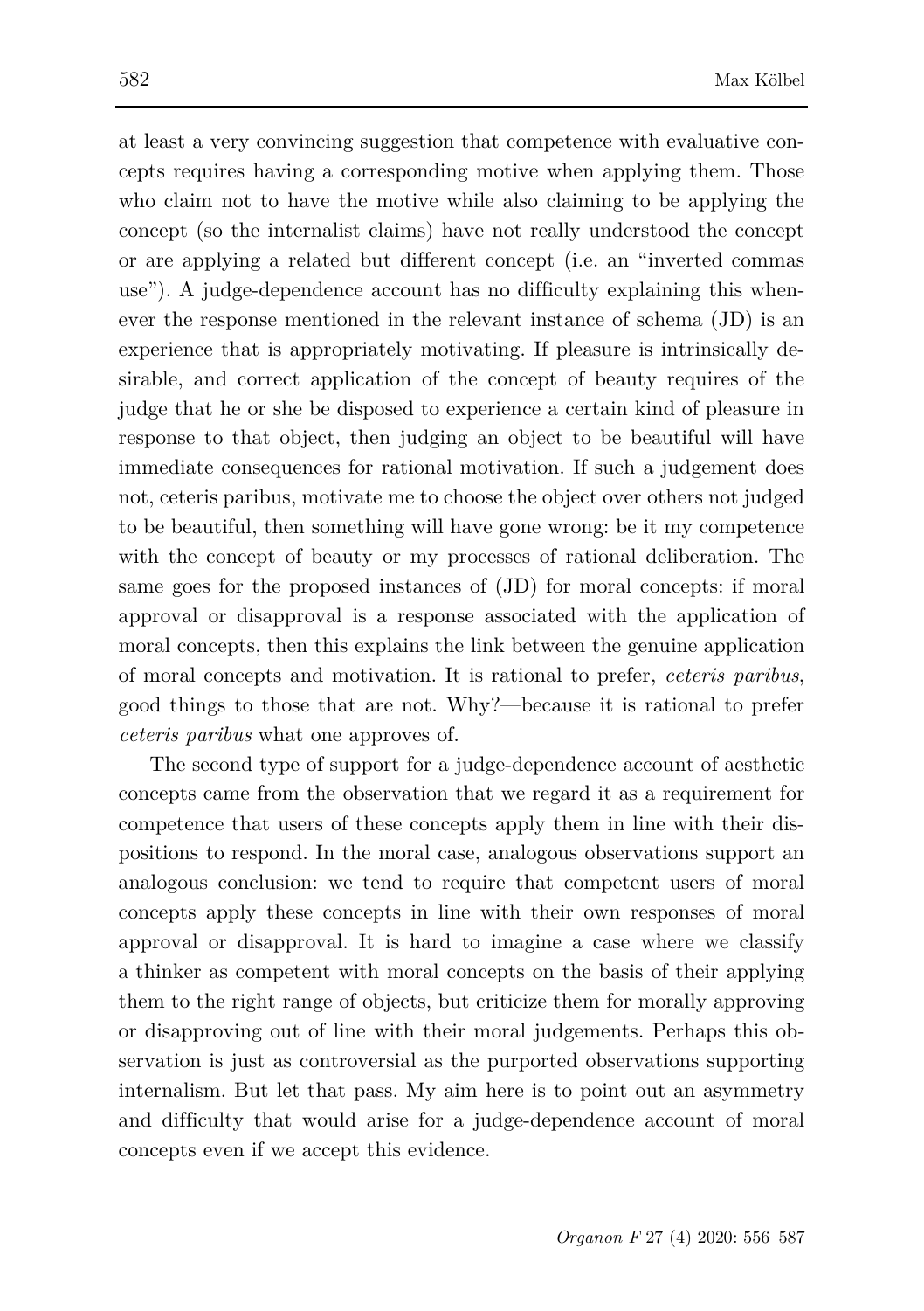at least a very convincing suggestion that competence with evaluative concepts requires having a corresponding motive when applying them. Those who claim not to have the motive while also claiming to be applying the concept (so the internalist claims) have not really understood the concept or are applying a related but different concept (i.e. an "inverted commas use"). A judge-dependence account has no difficulty explaining this whenever the response mentioned in the relevant instance of schema (JD) is an experience that is appropriately motivating. If pleasure is intrinsically desirable, and correct application of the concept of beauty requires of the judge that he or she be disposed to experience a certain kind of pleasure in response to that object, then judging an object to be beautiful will have immediate consequences for rational motivation. If such a judgement does not, ceteris paribus, motivate me to choose the object over others not judged to be beautiful, then something will have gone wrong: be it my competence with the concept of beauty or my processes of rational deliberation. The same goes for the proposed instances of (JD) for moral concepts: if moral approval or disapproval is a response associated with the application of moral concepts, then this explains the link between the genuine application of moral concepts and motivation. It is rational to prefer, *ceteris paribus*, good things to those that are not. Why?—because it is rational to prefer *ceteris paribus* what one approves of.

The second type of support for a judge-dependence account of aesthetic concepts came from the observation that we regard it as a requirement for competence that users of these concepts apply them in line with their dispositions to respond. In the moral case, analogous observations support an analogous conclusion: we tend to require that competent users of moral concepts apply these concepts in line with their own responses of moral approval or disapproval. It is hard to imagine a case where we classify a thinker as competent with moral concepts on the basis of their applying them to the right range of objects, but criticize them for morally approving or disapproving out of line with their moral judgements. Perhaps this observation is just as controversial as the purported observations supporting internalism. But let that pass. My aim here is to point out an asymmetry and difficulty that would arise for a judge-dependence account of moral concepts even if we accept this evidence.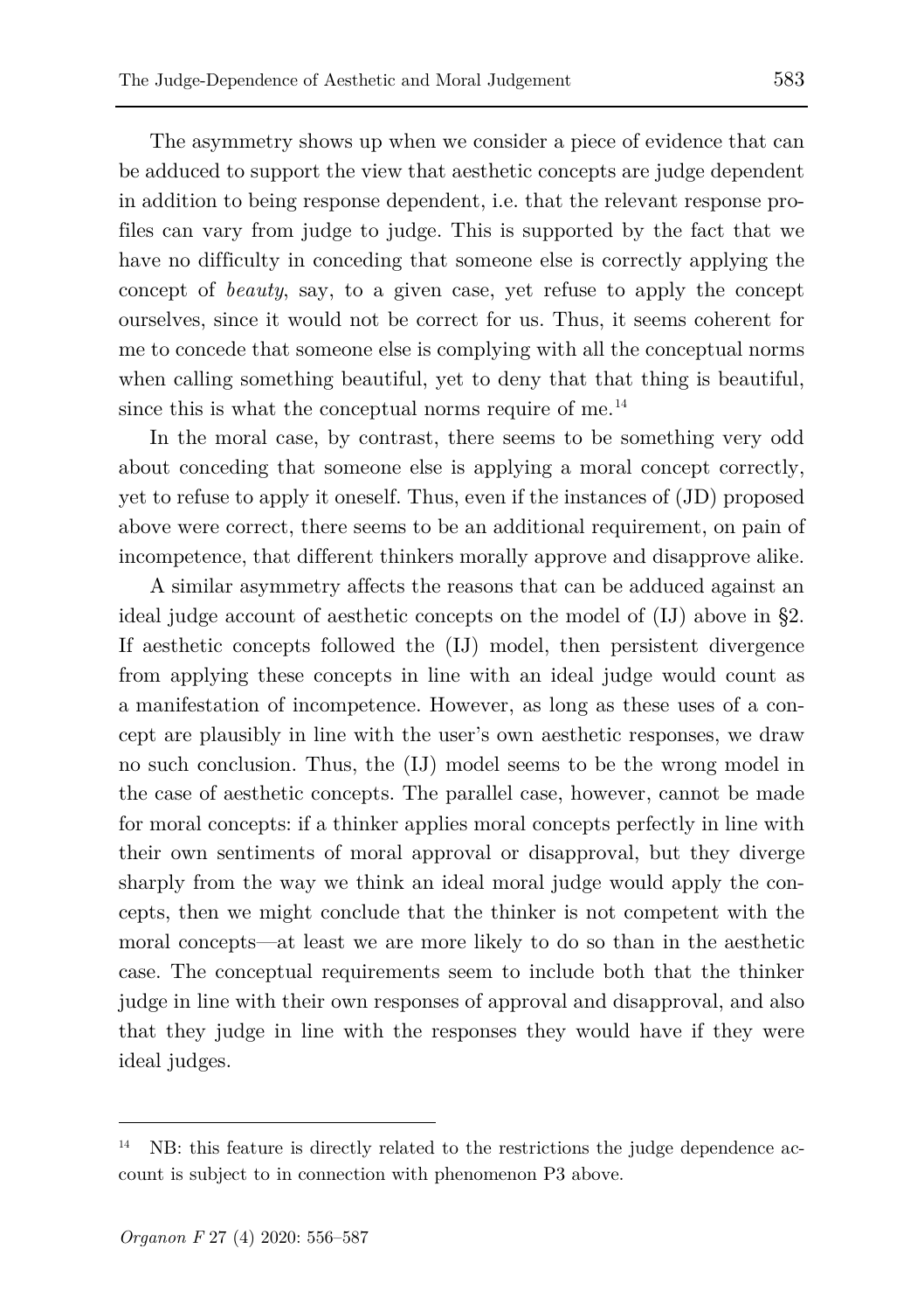The asymmetry shows up when we consider a piece of evidence that can be adduced to support the view that aesthetic concepts are judge dependent in addition to being response dependent, i.e. that the relevant response profiles can vary from judge to judge. This is supported by the fact that we have no difficulty in conceding that someone else is correctly applying the concept of *beauty*, say, to a given case, yet refuse to apply the concept ourselves, since it would not be correct for us. Thus, it seems coherent for me to concede that someone else is complying with all the conceptual norms when calling something beautiful, yet to deny that that thing is beautiful, since this is what the conceptual norms require of me.[14]

In the moral case, by contrast, there seems to be something very odd about conceding that someone else is applying a moral concept correctly, yet to refuse to apply it oneself. Thus, even if the instances of (JD) proposed above were correct, there seems to be an additional requirement, on pain of incompetence, that different thinkers morally approve and disapprove alike.

A similar asymmetry affects the reasons that can be adduced against an ideal judge account of aesthetic concepts on the model of (IJ) above in §2. If aesthetic concepts followed the (IJ) model, then persistent divergence from applying these concepts in line with an ideal judge would count as a manifestation of incompetence. However, as long as these uses of a concept are plausibly in line with the user's own aesthetic responses, we draw no such conclusion. Thus, the (IJ) model seems to be the wrong model in the case of aesthetic concepts. The parallel case, however, cannot be made for moral concepts: if a thinker applies moral concepts perfectly in line with their own sentiments of moral approval or disapproval, but they diverge sharply from the way we think an ideal moral judge would apply the concepts, then we might conclude that the thinker is not competent with the moral concepts—at least we are more likely to do so than in the aesthetic case. The conceptual requirements seem to include both that the thinker judge in line with their own responses of approval and disapproval, and also that they judge in line with the responses they would have if they were ideal judges.

---

[14] NB: this feature is directly related to the restrictions the judge dependence account is subject to in connection with phenomenon P3 above.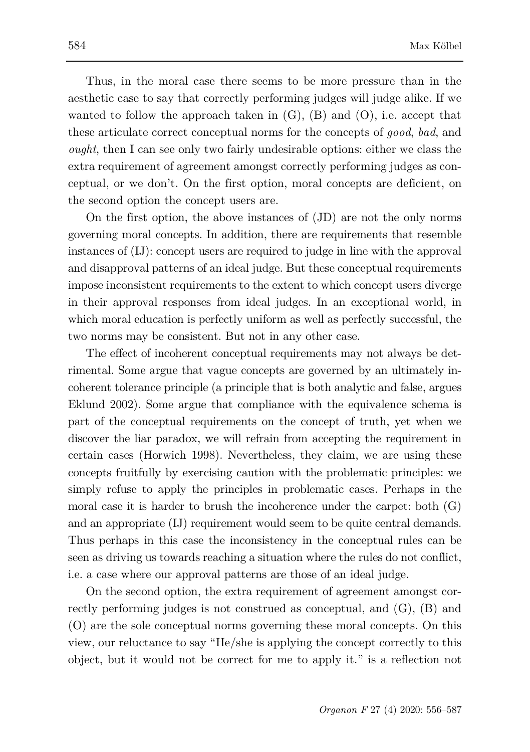Thus, in the moral case there seems to be more pressure than in the aesthetic case to say that correctly performing judges will judge alike. If we wanted to follow the approach taken in (G), (B) and (O), i.e. accept that these articulate correct conceptual norms for the concepts of *good*, *bad*, and *ought*, then I can see only two fairly undesirable options: either we class the extra requirement of agreement amongst correctly performing judges as conceptual, or we don't. On the first option, moral concepts are deficient, on the second option the concept users are.

On the first option, the above instances of (JD) are not the only norms governing moral concepts. In addition, there are requirements that resemble instances of (IJ): concept users are required to judge in line with the approval and disapproval patterns of an ideal judge. But these conceptual requirements impose inconsistent requirements to the extent to which concept users diverge in their approval responses from ideal judges. In an exceptional world, in which moral education is perfectly uniform as well as perfectly successful, the two norms may be consistent. But not in any other case.

The effect of incoherent conceptual requirements may not always be detrimental. Some argue that vague concepts are governed by an ultimately incoherent tolerance principle (a principle that is both analytic and false, argues Eklund 2002). Some argue that compliance with the equivalence schema is part of the conceptual requirements on the concept of truth, yet when we discover the liar paradox, we will refrain from accepting the requirement in certain cases (Horwich 1998). Nevertheless, they claim, we are using these concepts fruitfully by exercising caution with the problematic principles: we simply refuse to apply the principles in problematic cases. Perhaps in the moral case it is harder to brush the incoherence under the carpet: both (G) and an appropriate (IJ) requirement would seem to be quite central demands. Thus perhaps in this case the inconsistency in the conceptual rules can be seen as driving us towards reaching a situation where the rules do not conflict, i.e. a case where our approval patterns are those of an ideal judge.

On the second option, the extra requirement of agreement amongst correctly performing judges is not construed as conceptual, and (G), (B) and (O) are the sole conceptual norms governing these moral concepts. On this view, our reluctance to say "He/she is applying the concept correctly to this object, but it would not be correct for me to apply it." is a reflection not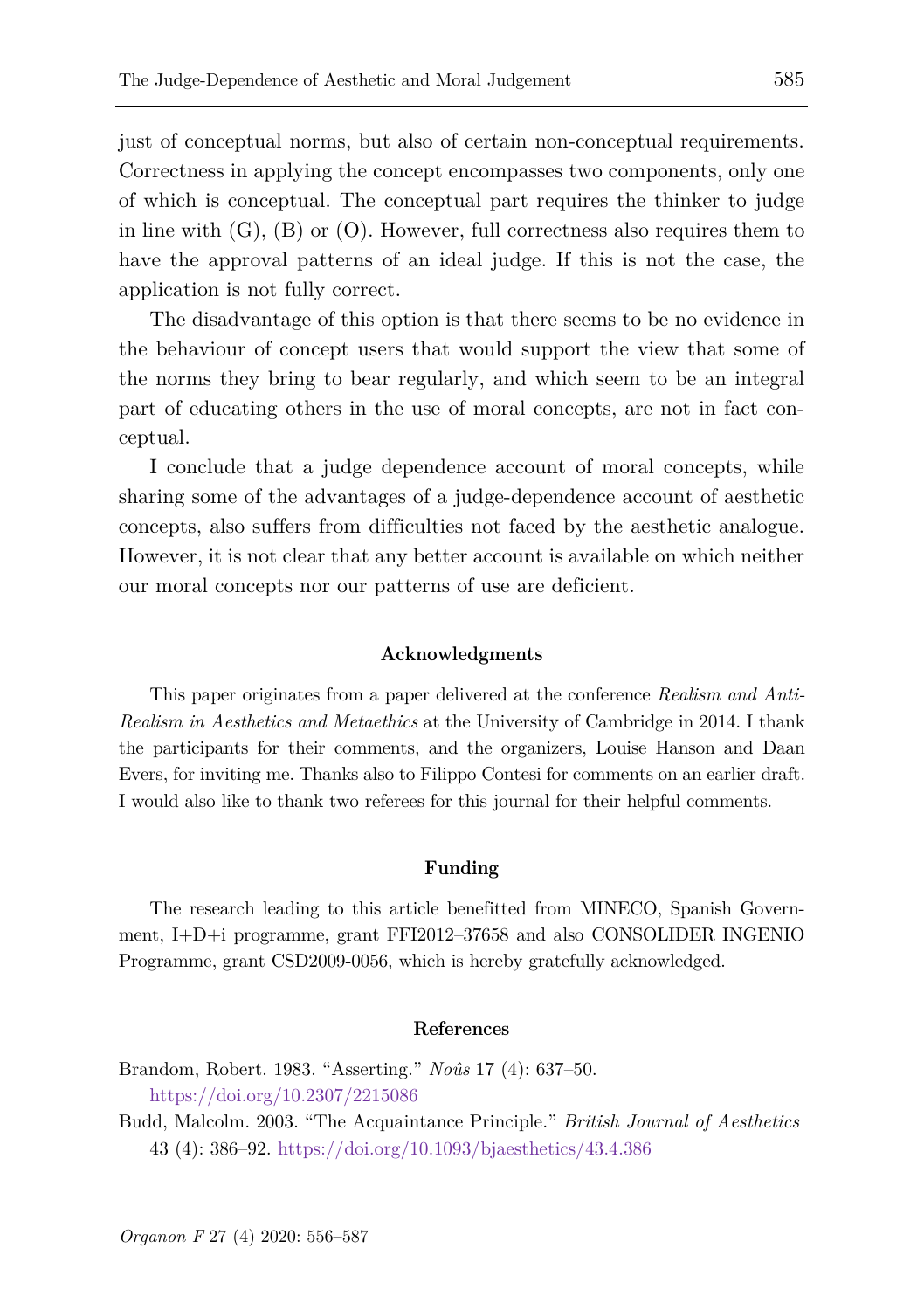just of conceptual norms, but also of certain non-conceptual requirements. Correctness in applying the concept encompasses two components, only one of which is conceptual. The conceptual part requires the thinker to judge in line with (G), (B) or (O). However, full correctness also requires them to have the approval patterns of an ideal judge. If this is not the case, the application is not fully correct.

The disadvantage of this option is that there seems to be no evidence in the behaviour of concept users that would support the view that some of the norms they bring to bear regularly, and which seem to be an integral part of educating others in the use of moral concepts, are not in fact conceptual.

I conclude that a judge dependence account of moral concepts, while sharing some of the advantages of a judge-dependence account of aesthetic concepts, also suffers from difficulties not faced by the aesthetic analogue. However, it is not clear that any better account is available on which neither our moral concepts nor our patterns of use are deficient.

## Acknowledgments

This paper originates from a paper delivered at the conference *Realism and Anti-Realism in Aesthetics and Metaethics* at the University of Cambridge in 2014. I thank the participants for their comments, and the organizers, Louise Hanson and Daan Evers, for inviting me. Thanks also to Filippo Contesi for comments on an earlier draft. I would also like to thank two referees for this journal for their helpful comments.

## Funding

The research leading to this article benefitted from MINECO, Spanish Government, I+D+i programme, grant FFI2012–37658 and also CONSOLIDER INGENIO Programme, grant CSD2009-0056, which is hereby gratefully acknowledged.

## References

Brandom, Robert. 1983. "Asserting." *Noûs* 17 (4): 637–50. https://doi.org/10.2307/2215086

Budd, Malcolm. 2003. "The Acquaintance Principle." *British Journal of Aesthetics* 43 (4): 386–92. https://doi.org/10.1093/bjaesthetics/43.4.386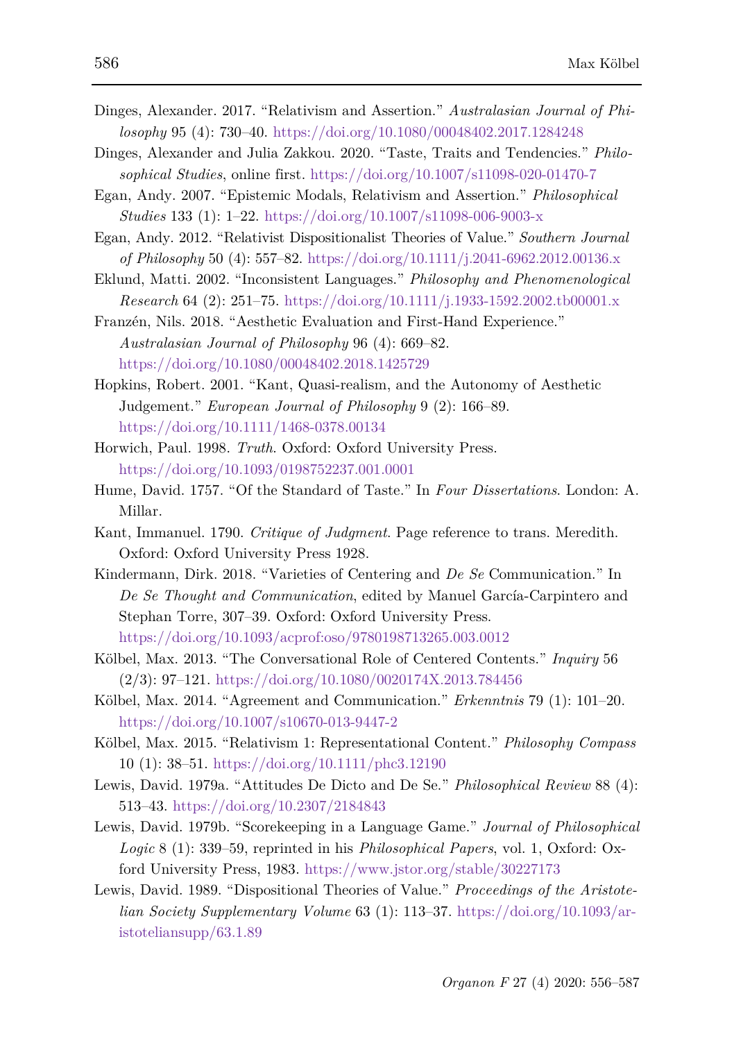Dinges, Alexander. 2017. "Relativism and Assertion." *Australasian Journal of Philosophy* 95 (4): 730–40. https://doi.org/10.1080/00048402.2017.1284248

Dinges, Alexander and Julia Zakkou. 2020. "Taste, Traits and Tendencies." *Philosophical Studies*, online first. https://doi.org/10.1007/s11098-020-01470-7

Egan, Andy. 2007. "Epistemic Modals, Relativism and Assertion." *Philosophical Studies* 133 (1): 1–22. https://doi.org/10.1007/s11098-006-9003-x

Egan, Andy. 2012. "Relativist Dispositionalist Theories of Value." *Southern Journal of Philosophy* 50 (4): 557–82. https://doi.org/10.1111/j.2041-6962.2012.00136.x

Eklund, Matti. 2002. "Inconsistent Languages." *Philosophy and Phenomenological Research* 64 (2): 251–75. https://doi.org/10.1111/j.1933-1592.2002.tb00001.x

Franzén, Nils. 2018. "Aesthetic Evaluation and First-Hand Experience." *Australasian Journal of Philosophy* 96 (4): 669–82. https://doi.org/10.1080/00048402.2018.1425729

Hopkins, Robert. 2001. "Kant, Quasi-realism, and the Autonomy of Aesthetic Judgement." *European Journal of Philosophy* 9 (2): 166–89. https://doi.org/10.1111/1468-0378.00134

Horwich, Paul. 1998. *Truth*. Oxford: Oxford University Press. https://doi.org/10.1093/0198752237.001.0001

Hume, David. 1757. "Of the Standard of Taste." In *Four Dissertations*. London: A. Millar.

Kant, Immanuel. 1790. *Critique of Judgment*. Page reference to trans. Meredith. Oxford: Oxford University Press 1928.

Kindermann, Dirk. 2018. "Varieties of Centering and *De Se* Communication." In *De Se Thought and Communication*, edited by Manuel García-Carpintero and Stephan Torre, 307–39. Oxford: Oxford University Press. https://doi.org/10.1093/acprof:oso/9780198713265.003.0012

Kölbel, Max. 2013. "The Conversational Role of Centered Contents." *Inquiry* 56 (2/3): 97–121. https://doi.org/10.1080/0020174X.2013.784456

Kölbel, Max. 2014. "Agreement and Communication." *Erkenntnis* 79 (1): 101–20. https://doi.org/10.1007/s10670-013-9447-2

Kölbel, Max. 2015. "Relativism 1: Representational Content." *Philosophy Compass* 10 (1): 38–51. https://doi.org/10.1111/phc3.12190

Lewis, David. 1979a. "Attitudes De Dicto and De Se." *Philosophical Review* 88 (4): 513–43. https://doi.org/10.2307/2184843

Lewis, David. 1979b. "Scorekeeping in a Language Game." *Journal of Philosophical Logic* 8 (1): 339–59, reprinted in his *Philosophical Papers*, vol. 1, Oxford: Oxford University Press, 1983. https://www.jstor.org/stable/30227173

Lewis, David. 1989. "Dispositional Theories of Value." *Proceedings of the Aristotelian Society Supplementary Volume* 63 (1): 113–37. https://doi.org/10.1093/aristoteliansupp/63.1.89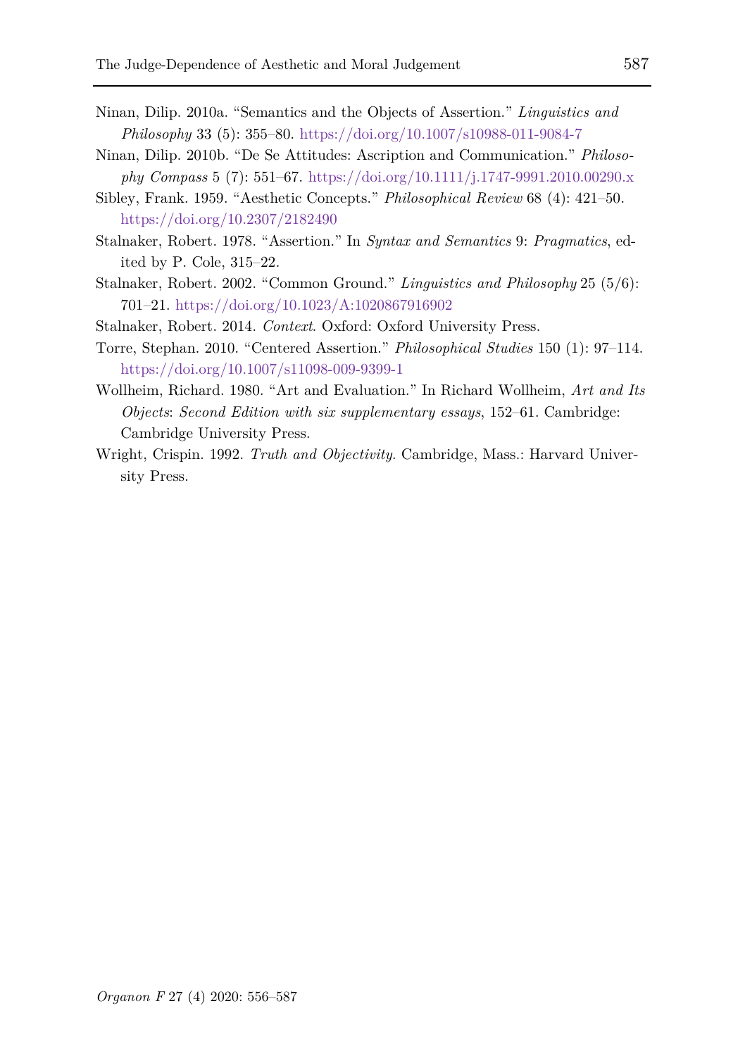Ninan, Dilip. 2010a. "Semantics and the Objects of Assertion." *Linguistics and Philosophy* 33 (5): 355–80. https://doi.org/10.1007/s10988-011-9084-7

Ninan, Dilip. 2010b. "De Se Attitudes: Ascription and Communication." *Philosophy Compass* 5 (7): 551–67. https://doi.org/10.1111/j.1747-9991.2010.00290.x

Sibley, Frank. 1959. "Aesthetic Concepts." *Philosophical Review* 68 (4): 421–50. https://doi.org/10.2307/2182490

Stalnaker, Robert. 1978. "Assertion." In *Syntax and Semantics* 9: *Pragmatics*, edited by P. Cole, 315–22.

Stalnaker, Robert. 2002. "Common Ground." *Linguistics and Philosophy* 25 (5/6): 701–21. https://doi.org/10.1023/A:1020867916902

Stalnaker, Robert. 2014. *Context*. Oxford: Oxford University Press.

Torre, Stephan. 2010. "Centered Assertion." *Philosophical Studies* 150 (1): 97–114. https://doi.org/10.1007/s11098-009-9399-1

Wollheim, Richard. 1980. "Art and Evaluation." In Richard Wollheim, *Art and Its Objects*: *Second Edition with six supplementary essays*, 152–61. Cambridge: Cambridge University Press.

Wright, Crispin. 1992. *Truth and Objectivity*. Cambridge, Mass.: Harvard University Press.